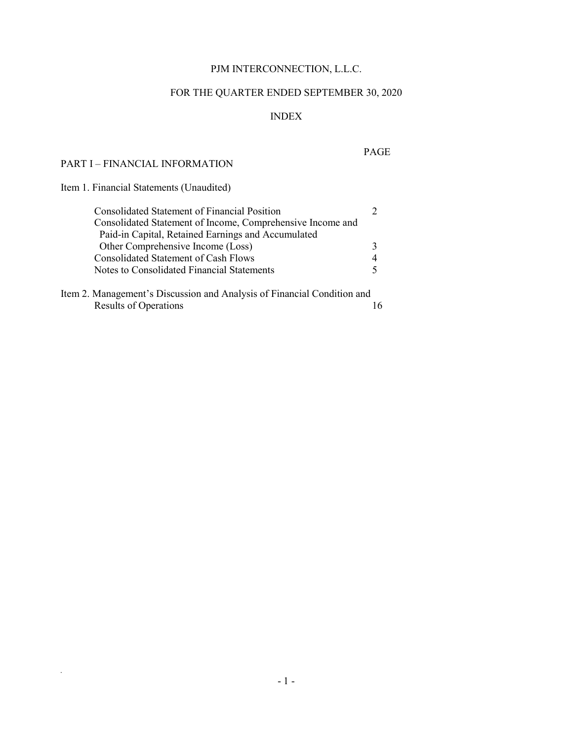# PJM INTERCONNECTION, L.L.C.

## FOR THE QUARTER ENDED SEPTEMBER 30, 2020

## INDEX

| | PAGE |
|---|---|
| **PART I – FINANCIAL INFORMATION** | |
| Item 1. Financial Statements (Unaudited) | |
| Consolidated Statement of Financial Position | 2 |
| Consolidated Statement of Income, Comprehensive Income and Paid-in Capital, Retained Earnings and Accumulated Other Comprehensive Income (Loss) | 3 |
| Consolidated Statement of Cash Flows | 4 |
| Notes to Consolidated Financial Statements | 5 |
| Item 2. Management's Discussion and Analysis of Financial Condition and Results of Operations | 16 |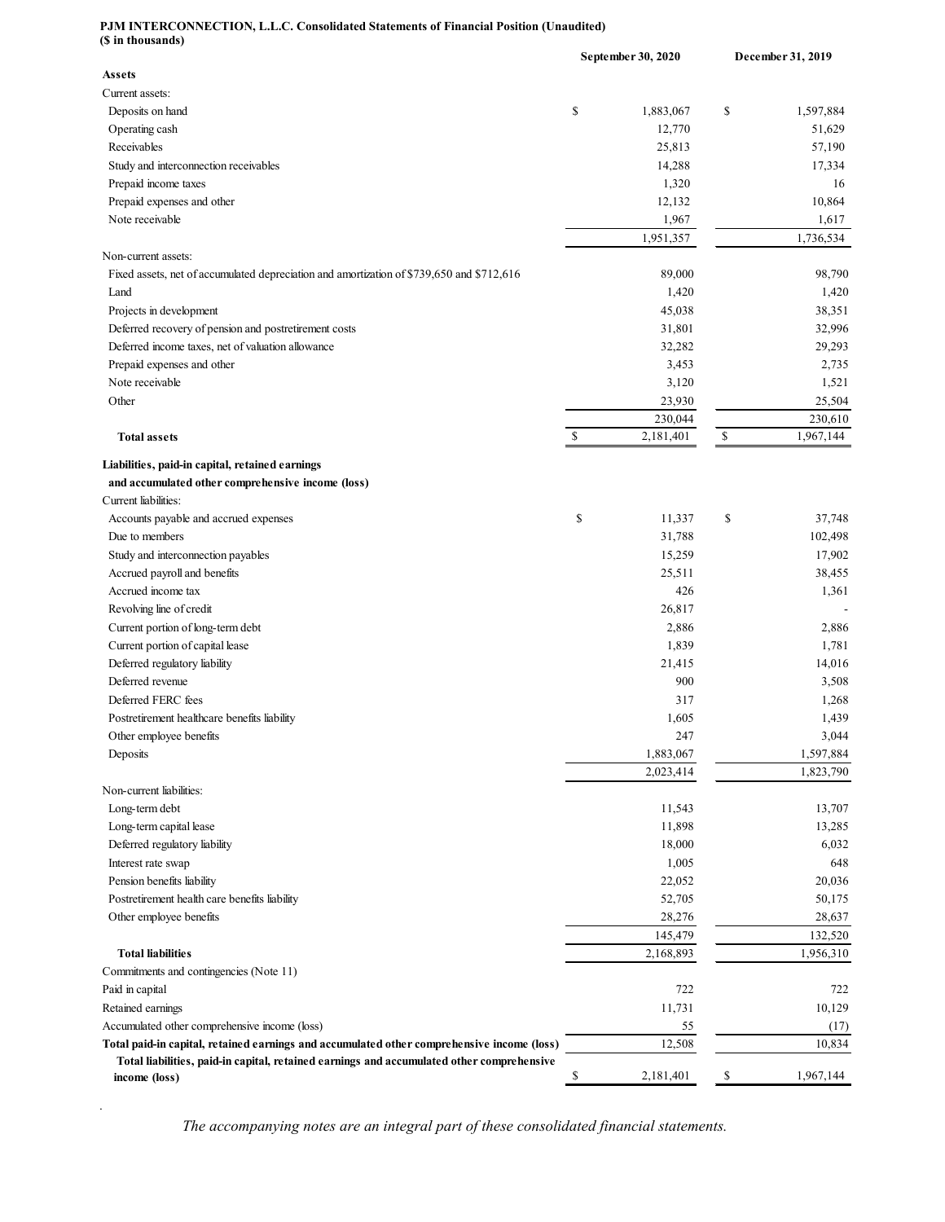**PJM INTERCONNECTION, L.L.C. Consolidated Statements of Financial Position (Unaudited)**
**($ in thousands)**

| | September 30, 2020 | December 31, 2019 |
|---|---|---|
| **Assets** | | |
| Current assets: | | |
| Deposits on hand | $ 1,883,067 | $ 1,597,884 |
| Operating cash | 12,770 | 51,629 |
| Receivables | 25,813 | 57,190 |
| Study and interconnection receivables | 14,288 | 17,334 |
| Prepaid income taxes | 1,320 | 16 |
| Prepaid expenses and other | 12,132 | 10,864 |
| Note receivable | 1,967 | 1,617 |
| | 1,951,357 | 1,736,534 |
| Non-current assets: | | |
| Fixed assets, net of accumulated depreciation and amortization of $739,650 and $712,616 | 89,000 | 98,790 |
| Land | 1,420 | 1,420 |
| Projects in development | 45,038 | 38,351 |
| Deferred recovery of pension and postretirement costs | 31,801 | 32,996 |
| Deferred income taxes, net of valuation allowance | 32,282 | 29,293 |
| Prepaid expenses and other | 3,453 | 2,735 |
| Note receivable | 3,120 | 1,521 |
| Other | 23,930 | 25,504 |
| | 230,044 | 230,610 |
| **Total assets** | $ 2,181,401 | $ 1,967,144 |
| **Liabilities, paid-in capital, retained earnings and accumulated other comprehensive income (loss)** | | |
| Current liabilities: | | |
| Accounts payable and accrued expenses | $ 11,337 | $ 37,748 |
| Due to members | 31,788 | 102,498 |
| Study and interconnection payables | 15,259 | 17,902 |
| Accrued payroll and benefits | 25,511 | 38,455 |
| Accrued income tax | 426 | 1,361 |
| Revolving line of credit | 26,817 | - |
| Current portion of long-term debt | 2,886 | 2,886 |
| Current portion of capital lease | 1,839 | 1,781 |
| Deferred regulatory liability | 21,415 | 14,016 |
| Deferred revenue | 900 | 3,508 |
| Deferred FERC fees | 317 | 1,268 |
| Postretirement healthcare benefits liability | 1,605 | 1,439 |
| Other employee benefits | 247 | 3,044 |
| Deposits | 1,883,067 | 1,597,884 |
| | 2,023,414 | 1,823,790 |
| Non-current liabilities: | | |
| Long-term debt | 11,543 | 13,707 |
| Long-term capital lease | 11,898 | 13,285 |
| Deferred regulatory liability | 18,000 | 6,032 |
| Interest rate swap | 1,005 | 648 |
| Pension benefits liability | 22,052 | 20,036 |
| Postretirement health care benefits liability | 52,705 | 50,175 |
| Other employee benefits | 28,276 | 28,637 |
| | 145,479 | 132,520 |
| **Total liabilities** | 2,168,893 | 1,956,310 |
| Commitments and contingencies (Note 11) | | |
| Paid in capital | 722 | 722 |
| Retained earnings | 11,731 | 10,129 |
| Accumulated other comprehensive income (loss) | 55 | (17) |
| **Total paid-in capital, retained earnings and accumulated other comprehensive income (loss)** | 12,508 | 10,834 |
| **Total liabilities, paid-in capital, retained earnings and accumulated other comprehensive income (loss)** | $ 2,181,401 | $ 1,967,144 |

*The accompanying notes are an integral part of these consolidated financial statements.*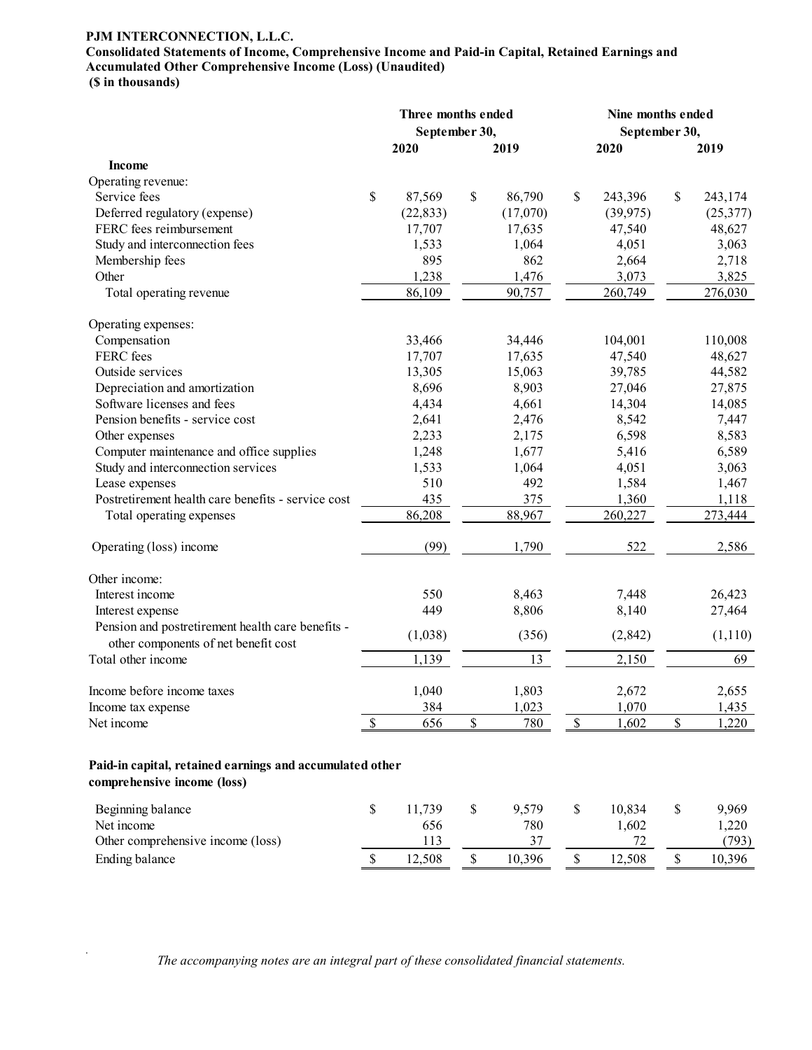**PJM INTERCONNECTION, L.L.C.**
**Consolidated Statements of Income, Comprehensive Income and Paid-in Capital, Retained Earnings and Accumulated Other Comprehensive Income (Loss) (Unaudited)**
**($ in thousands)**

| | Three months ended September 30, | | Nine months ended September 30, | |
|---|---|---|---|---|
| | 2020 | 2019 | 2020 | 2019 |
| **Income** | | | | |
| Operating revenue: | | | | |
| Service fees | $ 87,569 | $ 86,790 | $ 243,396 | $ 243,174 |
| Deferred regulatory (expense) | (22,833) | (17,070) | (39,975) | (25,377) |
| FERC fees reimbursement | 17,707 | 17,635 | 47,540 | 48,627 |
| Study and interconnection fees | 1,533 | 1,064 | 4,051 | 3,063 |
| Membership fees | 895 | 862 | 2,664 | 2,718 |
| Other | 1,238 | 1,476 | 3,073 | 3,825 |
| Total operating revenue | 86,109 | 90,757 | 260,749 | 276,030 |
| Operating expenses: | | | | |
| Compensation | 33,466 | 34,446 | 104,001 | 110,008 |
| FERC fees | 17,707 | 17,635 | 47,540 | 48,627 |
| Outside services | 13,305 | 15,063 | 39,785 | 44,582 |
| Depreciation and amortization | 8,696 | 8,903 | 27,046 | 27,875 |
| Software licenses and fees | 4,434 | 4,661 | 14,304 | 14,085 |
| Pension benefits - service cost | 2,641 | 2,476 | 8,542 | 7,447 |
| Other expenses | 2,233 | 2,175 | 6,598 | 8,583 |
| Computer maintenance and office supplies | 1,248 | 1,677 | 5,416 | 6,589 |
| Study and interconnection services | 1,533 | 1,064 | 4,051 | 3,063 |
| Lease expenses | 510 | 492 | 1,584 | 1,467 |
| Postretirement health care benefits - service cost | 435 | 375 | 1,360 | 1,118 |
| Total operating expenses | 86,208 | 88,967 | 260,227 | 273,444 |
| Operating (loss) income | (99) | 1,790 | 522 | 2,586 |
| Other income: | | | | |
| Interest income | 550 | 8,463 | 7,448 | 26,423 |
| Interest expense | 449 | 8,806 | 8,140 | 27,464 |
| Pension and postretirement health care benefits - other components of net benefit cost | (1,038) | (356) | (2,842) | (1,110) |
| Total other income | 1,139 | 13 | 2,150 | 69 |
| Income before income taxes | 1,040 | 1,803 | 2,672 | 2,655 |
| Income tax expense | 384 | 1,023 | 1,070 | 1,435 |
| Net income | $ 656 | $ 780 | $ 1,602 | $ 1,220 |
| **Paid-in capital, retained earnings and accumulated other comprehensive income (loss)** | | | | |
| Beginning balance | $ 11,739 | $ 9,579 | $ 10,834 | $ 9,969 |
| Net income | 656 | 780 | 1,602 | 1,220 |
| Other comprehensive income (loss) | 113 | 37 | 72 | (793) |
| Ending balance | $ 12,508 | $ 10,396 | $ 12,508 | $ 10,396 |

*The accompanying notes are an integral part of these consolidated financial statements.*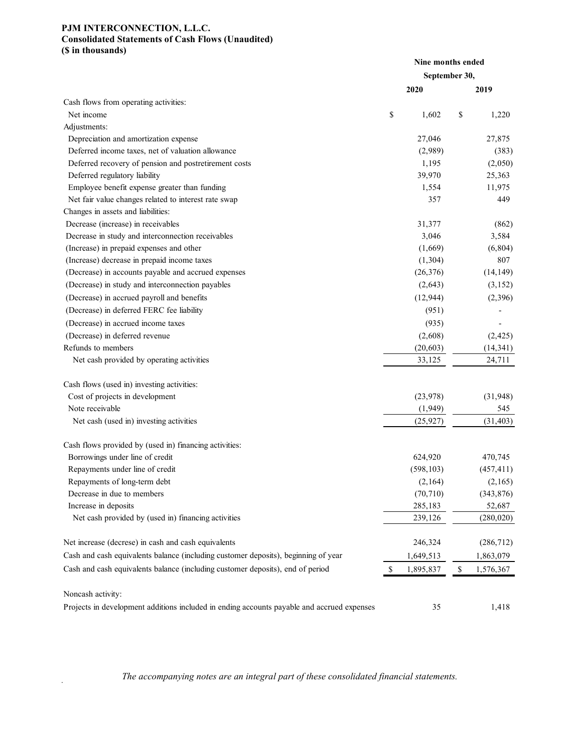**PJM INTERCONNECTION, L.L.C.**
**Consolidated Statements of Cash Flows (Unaudited)**
**($ in thousands)**

| | Nine months ended September 30, 2020 | Nine months ended September 30, 2019 |
|---|---|---|
| Cash flows from operating activities: | | |
| Net income | $ 1,602 | $ 1,220 |
| Adjustments: | | |
| Depreciation and amortization expense | 27,046 | 27,875 |
| Deferred income taxes, net of valuation allowance | (2,989) | (383) |
| Deferred recovery of pension and postretirement costs | 1,195 | (2,050) |
| Deferred regulatory liability | 39,970 | 25,363 |
| Employee benefit expense greater than funding | 1,554 | 11,975 |
| Net fair value changes related to interest rate swap | 357 | 449 |
| Changes in assets and liabilities: | | |
| Decrease (increase) in receivables | 31,377 | (862) |
| Decrease in study and interconnection receivables | 3,046 | 3,584 |
| (Increase) in prepaid expenses and other | (1,669) | (6,804) |
| (Increase) decrease in prepaid income taxes | (1,304) | 807 |
| (Decrease) in accounts payable and accrued expenses | (26,376) | (14,149) |
| (Decrease) in study and interconnection payables | (2,643) | (3,152) |
| (Decrease) in accrued payroll and benefits | (12,944) | (2,396) |
| (Decrease) in deferred FERC fee liability | (951) | - |
| (Decrease) in accrued income taxes | (935) | - |
| (Decrease) in deferred revenue | (2,608) | (2,425) |
| Refunds to members | (20,603) | (14,341) |
| Net cash provided by operating activities | 33,125 | 24,711 |
| | | |
| Cash flows (used in) investing activities: | | |
| Cost of projects in development | (23,978) | (31,948) |
| Note receivable | (1,949) | 545 |
| Net cash (used in) investing activities | (25,927) | (31,403) |
| | | |
| Cash flows provided by (used in) financing activities: | | |
| Borrowings under line of credit | 624,920 | 470,745 |
| Repayments under line of credit | (598,103) | (457,411) |
| Repayments of long-term debt | (2,164) | (2,165) |
| Decrease in due to members | (70,710) | (343,876) |
| Increase in deposits | 285,183 | 52,687 |
| Net cash provided by (used in) financing activities | 239,126 | (280,020) |
| | | |
| Net increase (decrease) in cash and cash equivalents | 246,324 | (286,712) |
| Cash and cash equivalents balance (including customer deposits), beginning of year | 1,649,513 | 1,863,079 |
| Cash and cash equivalents balance (including customer deposits), end of period | $ 1,895,837 | $ 1,576,367 |
| | | |
| Noncash activity: | | |
| Projects in development additions included in ending accounts payable and accrued expenses | 35 | 1,418 |

*The accompanying notes are an integral part of these consolidated financial statements.*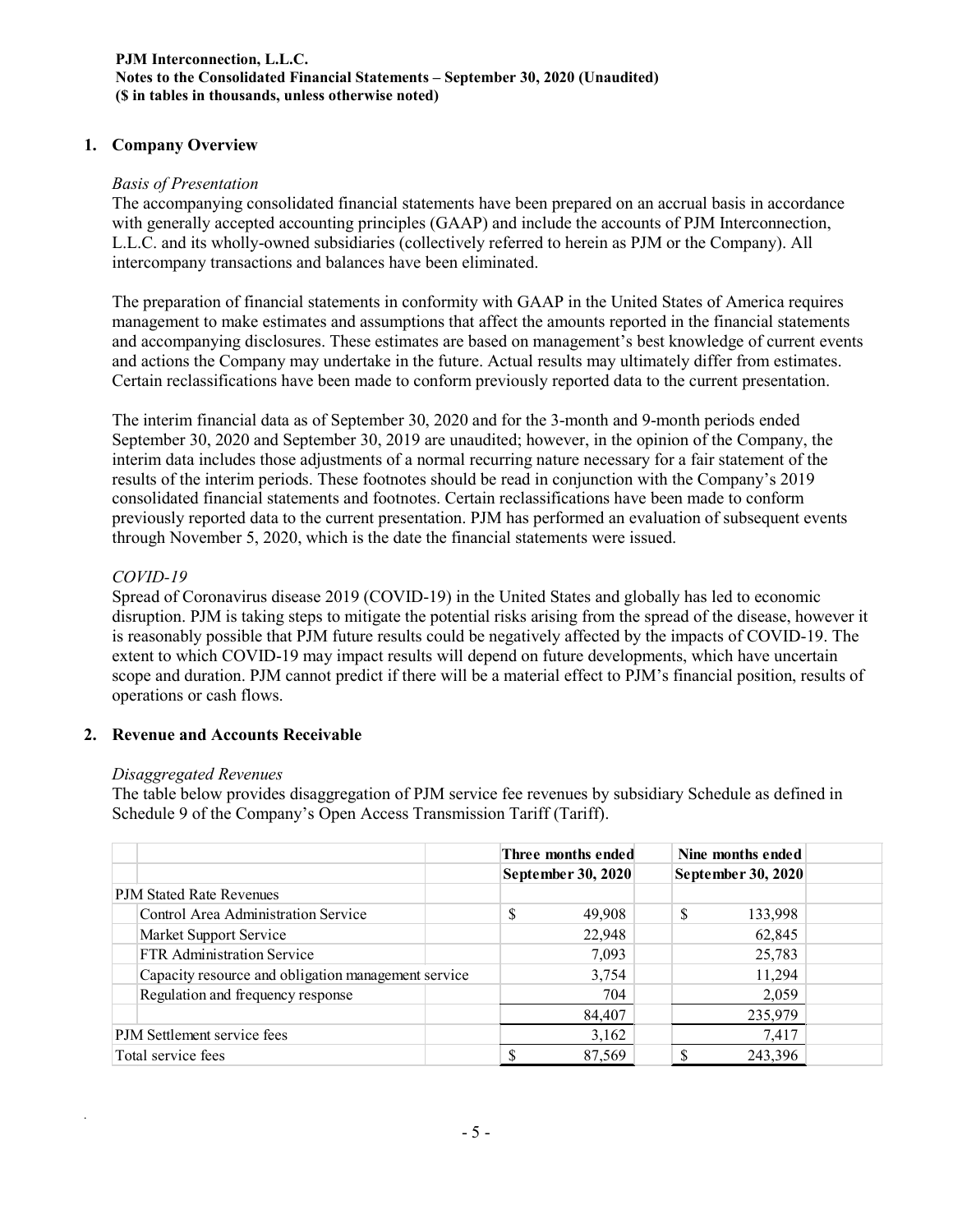**PJM Interconnection, L.L.C.**
**Notes to the Consolidated Financial Statements – September 30, 2020 (Unaudited)**
**($ in tables in thousands, unless otherwise noted)**

## 1. Company Overview

*Basis of Presentation*

The accompanying consolidated financial statements have been prepared on an accrual basis in accordance with generally accepted accounting principles (GAAP) and include the accounts of PJM Interconnection, L.L.C. and its wholly-owned subsidiaries (collectively referred to herein as PJM or the Company). All intercompany transactions and balances have been eliminated.

The preparation of financial statements in conformity with GAAP in the United States of America requires management to make estimates and assumptions that affect the amounts reported in the financial statements and accompanying disclosures. These estimates are based on management's best knowledge of current events and actions the Company may undertake in the future. Actual results may ultimately differ from estimates. Certain reclassifications have been made to conform previously reported data to the current presentation.

The interim financial data as of September 30, 2020 and for the 3-month and 9-month periods ended September 30, 2020 and September 30, 2019 are unaudited; however, in the opinion of the Company, the interim data includes those adjustments of a normal recurring nature necessary for a fair statement of the results of the interim periods. These footnotes should be read in conjunction with the Company's 2019 consolidated financial statements and footnotes. Certain reclassifications have been made to conform previously reported data to the current presentation. PJM has performed an evaluation of subsequent events through November 5, 2020, which is the date the financial statements were issued.

*COVID-19*

Spread of Coronavirus disease 2019 (COVID-19) in the United States and globally has led to economic disruption. PJM is taking steps to mitigate the potential risks arising from the spread of the disease, however it is reasonably possible that PJM future results could be negatively affected by the impacts of COVID-19. The extent to which COVID-19 may impact results will depend on future developments, which have uncertain scope and duration. PJM cannot predict if there will be a material effect to PJM's financial position, results of operations or cash flows.

## 2. Revenue and Accounts Receivable

*Disaggregated Revenues*

The table below provides disaggregation of PJM service fee revenues by subsidiary Schedule as defined in Schedule 9 of the Company's Open Access Transmission Tariff (Tariff).

| | Three months ended September 30, 2020 | Nine months ended September 30, 2020 |
|---|---|---|
| PJM Stated Rate Revenues | | |
| Control Area Administration Service | $ 49,908 | $ 133,998 |
| Market Support Service | 22,948 | 62,845 |
| FTR Administration Service | 7,093 | 25,783 |
| Capacity resource and obligation management service | 3,754 | 11,294 |
| Regulation and frequency response | 704 | 2,059 |
| | 84,407 | 235,979 |
| PJM Settlement service fees | 3,162 | 7,417 |
| Total service fees | $ 87,569 | $ 243,396 |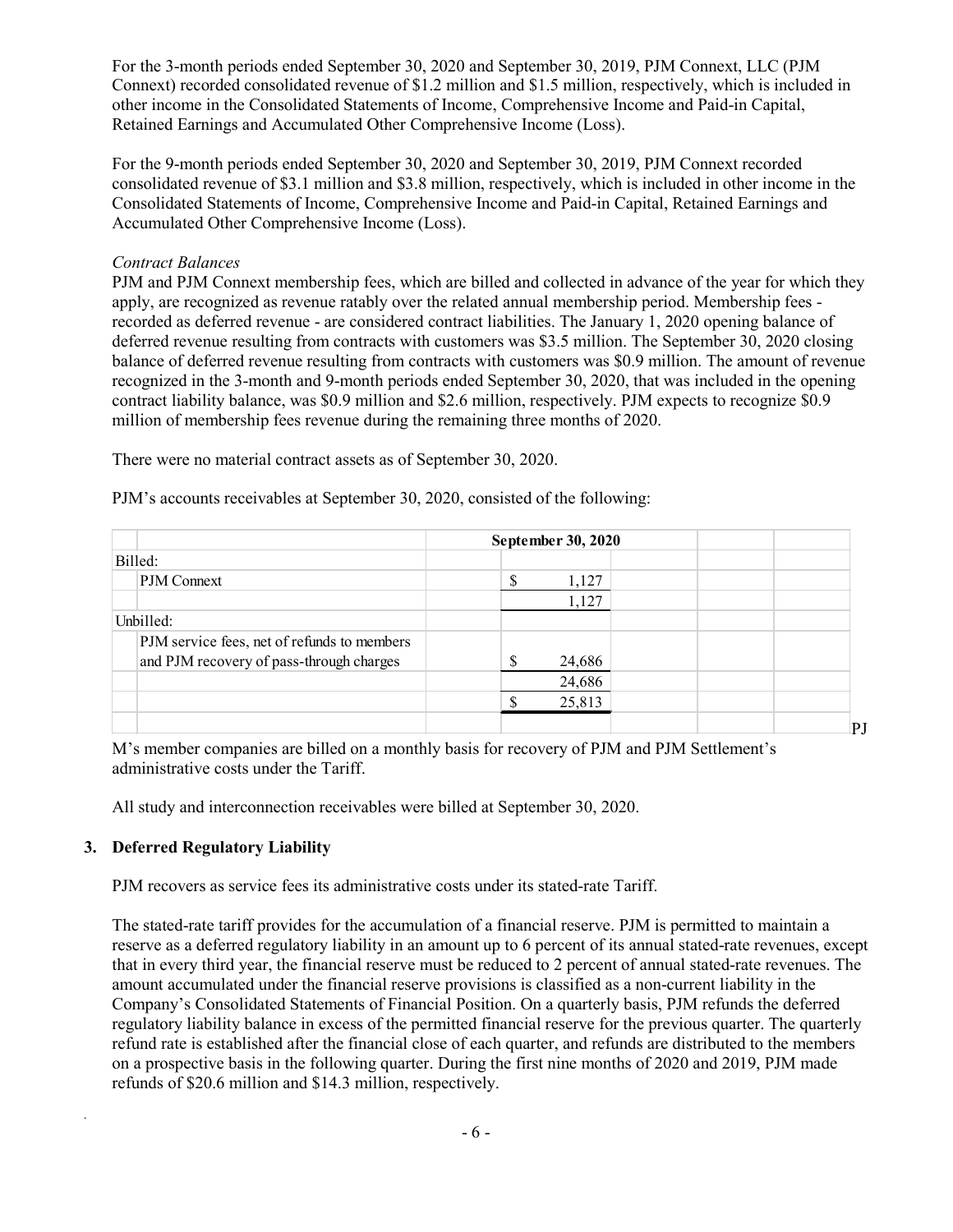For the 3-month periods ended September 30, 2020 and September 30, 2019, PJM Connext, LLC (PJM Connext) recorded consolidated revenue of $1.2 million and $1.5 million, respectively, which is included in other income in the Consolidated Statements of Income, Comprehensive Income and Paid-in Capital, Retained Earnings and Accumulated Other Comprehensive Income (Loss).

For the 9-month periods ended September 30, 2020 and September 30, 2019, PJM Connext recorded consolidated revenue of $3.1 million and $3.8 million, respectively, which is included in other income in the Consolidated Statements of Income, Comprehensive Income and Paid-in Capital, Retained Earnings and Accumulated Other Comprehensive Income (Loss).

*Contract Balances*

PJM and PJM Connext membership fees, which are billed and collected in advance of the year for which they apply, are recognized as revenue ratably over the related annual membership period. Membership fees - recorded as deferred revenue - are considered contract liabilities. The January 1, 2020 opening balance of deferred revenue resulting from contracts with customers was $3.5 million. The September 30, 2020 closing balance of deferred revenue resulting from contracts with customers was $0.9 million. The amount of revenue recognized in the 3-month and 9-month periods ended September 30, 2020, that was included in the opening contract liability balance, was $0.9 million and $2.6 million, respectively. PJM expects to recognize $0.9 million of membership fees revenue during the remaining three months of 2020.

There were no material contract assets as of September 30, 2020.

PJM's accounts receivables at September 30, 2020, consisted of the following:

| | September 30, 2020 |
|---|---|
| Billed: | |
| PJM Connext | $ 1,127 |
| | 1,127 |
| Unbilled: | |
| PJM service fees, net of refunds to members and PJM recovery of pass-through charges | $ 24,686 |
| | 24,686 |
| | $ 25,813 |

PJM's member companies are billed on a monthly basis for recovery of PJM and PJM Settlement's administrative costs under the Tariff.

All study and interconnection receivables were billed at September 30, 2020.

## 3. Deferred Regulatory Liability

PJM recovers as service fees its administrative costs under its stated-rate Tariff.

The stated-rate tariff provides for the accumulation of a financial reserve. PJM is permitted to maintain a reserve as a deferred regulatory liability in an amount up to 6 percent of its annual stated-rate revenues, except that in every third year, the financial reserve must be reduced to 2 percent of annual stated-rate revenues. The amount accumulated under the financial reserve provisions is classified as a non-current liability in the Company's Consolidated Statements of Financial Position. On a quarterly basis, PJM refunds the deferred regulatory liability balance in excess of the permitted financial reserve for the previous quarter. The quarterly refund rate is established after the financial close of each quarter, and refunds are distributed to the members on a prospective basis in the following quarter. During the first nine months of 2020 and 2019, PJM made refunds of $20.6 million and $14.3 million, respectively.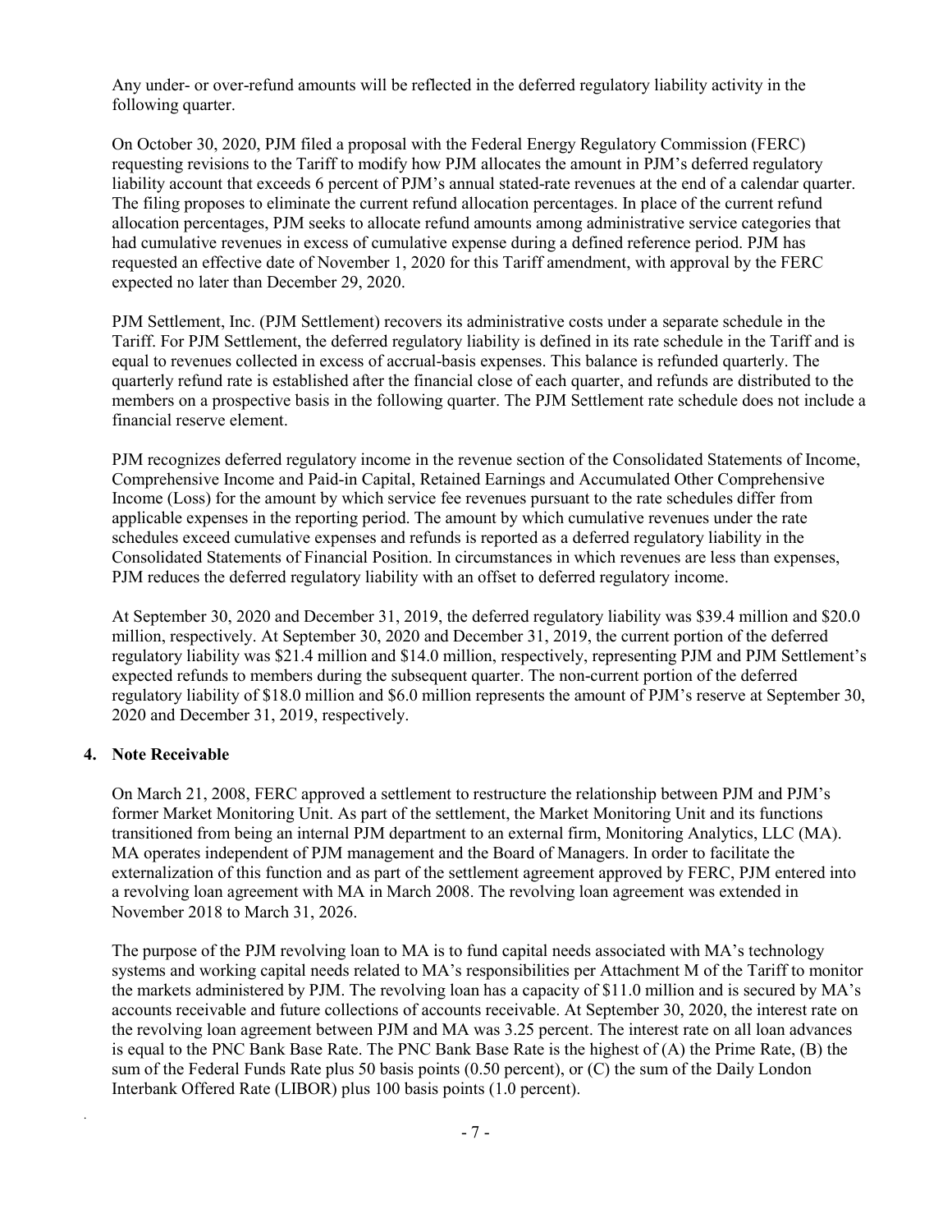Any under- or over-refund amounts will be reflected in the deferred regulatory liability activity in the following quarter.

On October 30, 2020, PJM filed a proposal with the Federal Energy Regulatory Commission (FERC) requesting revisions to the Tariff to modify how PJM allocates the amount in PJM's deferred regulatory liability account that exceeds 6 percent of PJM's annual stated-rate revenues at the end of a calendar quarter. The filing proposes to eliminate the current refund allocation percentages. In place of the current refund allocation percentages, PJM seeks to allocate refund amounts among administrative service categories that had cumulative revenues in excess of cumulative expense during a defined reference period. PJM has requested an effective date of November 1, 2020 for this Tariff amendment, with approval by the FERC expected no later than December 29, 2020.

PJM Settlement, Inc. (PJM Settlement) recovers its administrative costs under a separate schedule in the Tariff. For PJM Settlement, the deferred regulatory liability is defined in its rate schedule in the Tariff and is equal to revenues collected in excess of accrual-basis expenses. This balance is refunded quarterly. The quarterly refund rate is established after the financial close of each quarter, and refunds are distributed to the members on a prospective basis in the following quarter. The PJM Settlement rate schedule does not include a financial reserve element.

PJM recognizes deferred regulatory income in the revenue section of the Consolidated Statements of Income, Comprehensive Income and Paid-in Capital, Retained Earnings and Accumulated Other Comprehensive Income (Loss) for the amount by which service fee revenues pursuant to the rate schedules differ from applicable expenses in the reporting period. The amount by which cumulative revenues under the rate schedules exceed cumulative expenses and refunds is reported as a deferred regulatory liability in the Consolidated Statements of Financial Position. In circumstances in which revenues are less than expenses, PJM reduces the deferred regulatory liability with an offset to deferred regulatory income.

At September 30, 2020 and December 31, 2019, the deferred regulatory liability was $39.4 million and $20.0 million, respectively. At September 30, 2020 and December 31, 2019, the current portion of the deferred regulatory liability was $21.4 million and $14.0 million, respectively, representing PJM and PJM Settlement's expected refunds to members during the subsequent quarter. The non-current portion of the deferred regulatory liability of $18.0 million and $6.0 million represents the amount of PJM's reserve at September 30, 2020 and December 31, 2019, respectively.

## 4. Note Receivable

On March 21, 2008, FERC approved a settlement to restructure the relationship between PJM and PJM's former Market Monitoring Unit. As part of the settlement, the Market Monitoring Unit and its functions transitioned from being an internal PJM department to an external firm, Monitoring Analytics, LLC (MA). MA operates independent of PJM management and the Board of Managers. In order to facilitate the externalization of this function and as part of the settlement agreement approved by FERC, PJM entered into a revolving loan agreement with MA in March 2008. The revolving loan agreement was extended in November 2018 to March 31, 2026.

The purpose of the PJM revolving loan to MA is to fund capital needs associated with MA's technology systems and working capital needs related to MA's responsibilities per Attachment M of the Tariff to monitor the markets administered by PJM. The revolving loan has a capacity of $11.0 million and is secured by MA's accounts receivable and future collections of accounts receivable. At September 30, 2020, the interest rate on the revolving loan agreement between PJM and MA was 3.25 percent. The interest rate on all loan advances is equal to the PNC Bank Base Rate. The PNC Bank Base Rate is the highest of (A) the Prime Rate, (B) the sum of the Federal Funds Rate plus 50 basis points (0.50 percent), or (C) the sum of the Daily London Interbank Offered Rate (LIBOR) plus 100 basis points (1.0 percent).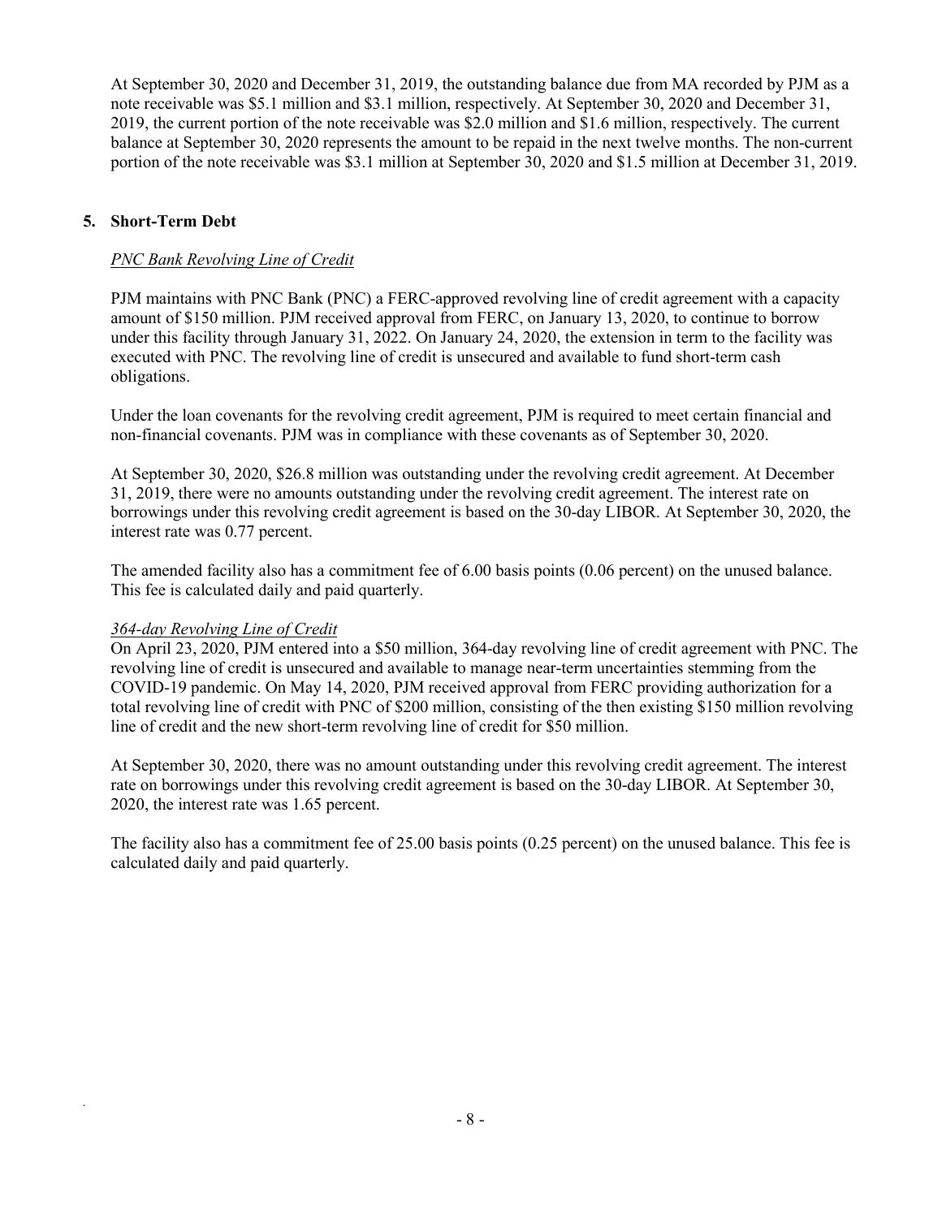At September 30, 2020 and December 31, 2019, the outstanding balance due from MA recorded by PJM as a note receivable was $5.1 million and $3.1 million, respectively. At September 30, 2020 and December 31, 2019, the current portion of the note receivable was $2.0 million and $1.6 million, respectively. The current balance at September 30, 2020 represents the amount to be repaid in the next twelve months. The non-current portion of the note receivable was $3.1 million at September 30, 2020 and $1.5 million at December 31, 2019.

## 5. Short-Term Debt

*PNC Bank Revolving Line of Credit*

PJM maintains with PNC Bank (PNC) a FERC-approved revolving line of credit agreement with a capacity amount of $150 million. PJM received approval from FERC, on January 13, 2020, to continue to borrow under this facility through January 31, 2022. On January 24, 2020, the extension in term to the facility was executed with PNC. The revolving line of credit is unsecured and available to fund short-term cash obligations.

Under the loan covenants for the revolving credit agreement, PJM is required to meet certain financial and non-financial covenants. PJM was in compliance with these covenants as of September 30, 2020.

At September 30, 2020, $26.8 million was outstanding under the revolving credit agreement. At December 31, 2019, there were no amounts outstanding under the revolving credit agreement. The interest rate on borrowings under this revolving credit agreement is based on the 30-day LIBOR. At September 30, 2020, the interest rate was 0.77 percent.

The amended facility also has a commitment fee of 6.00 basis points (0.06 percent) on the unused balance. This fee is calculated daily and paid quarterly.

*364-day Revolving Line of Credit*

On April 23, 2020, PJM entered into a $50 million, 364-day revolving line of credit agreement with PNC. The revolving line of credit is unsecured and available to manage near-term uncertainties stemming from the COVID-19 pandemic. On May 14, 2020, PJM received approval from FERC providing authorization for a total revolving line of credit with PNC of $200 million, consisting of the then existing $150 million revolving line of credit and the new short-term revolving line of credit for $50 million.

At September 30, 2020, there was no amount outstanding under this revolving credit agreement. The interest rate on borrowings under this revolving credit agreement is based on the 30-day LIBOR. At September 30, 2020, the interest rate was 1.65 percent.

The facility also has a commitment fee of 25.00 basis points (0.25 percent) on the unused balance. This fee is calculated daily and paid quarterly.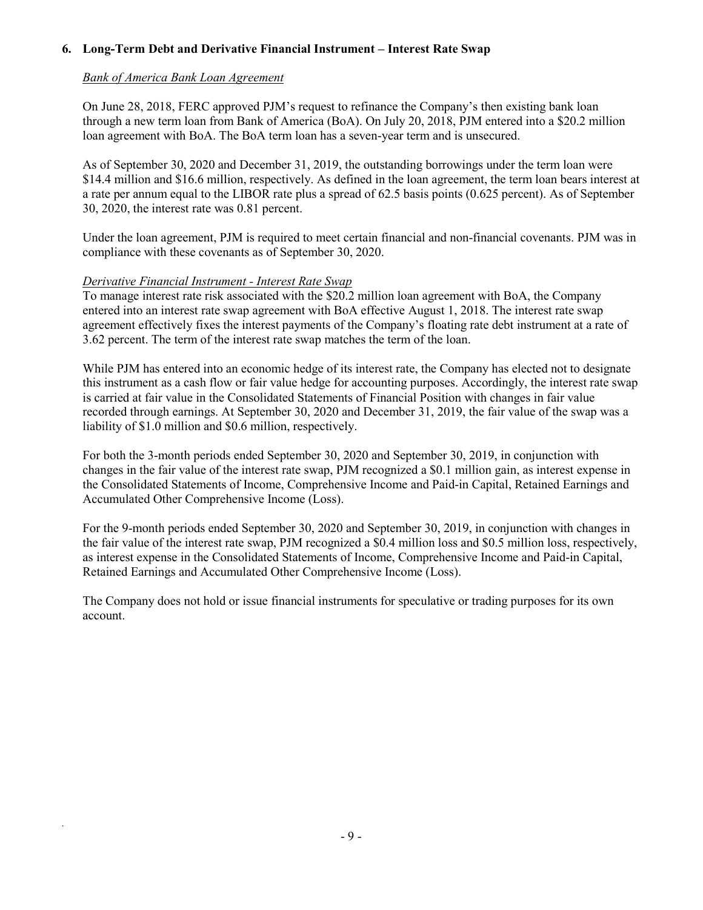## 6. Long-Term Debt and Derivative Financial Instrument – Interest Rate Swap

*Bank of America Bank Loan Agreement*

On June 28, 2018, FERC approved PJM's request to refinance the Company's then existing bank loan through a new term loan from Bank of America (BoA). On July 20, 2018, PJM entered into a $20.2 million loan agreement with BoA. The BoA term loan has a seven-year term and is unsecured.

As of September 30, 2020 and December 31, 2019, the outstanding borrowings under the term loan were $14.4 million and $16.6 million, respectively. As defined in the loan agreement, the term loan bears interest at a rate per annum equal to the LIBOR rate plus a spread of 62.5 basis points (0.625 percent). As of September 30, 2020, the interest rate was 0.81 percent.

Under the loan agreement, PJM is required to meet certain financial and non-financial covenants. PJM was in compliance with these covenants as of September 30, 2020.

*Derivative Financial Instrument - Interest Rate Swap*

To manage interest rate risk associated with the $20.2 million loan agreement with BoA, the Company entered into an interest rate swap agreement with BoA effective August 1, 2018. The interest rate swap agreement effectively fixes the interest payments of the Company's floating rate debt instrument at a rate of 3.62 percent. The term of the interest rate swap matches the term of the loan.

While PJM has entered into an economic hedge of its interest rate, the Company has elected not to designate this instrument as a cash flow or fair value hedge for accounting purposes. Accordingly, the interest rate swap is carried at fair value in the Consolidated Statements of Financial Position with changes in fair value recorded through earnings. At September 30, 2020 and December 31, 2019, the fair value of the swap was a liability of $1.0 million and $0.6 million, respectively.

For both the 3-month periods ended September 30, 2020 and September 30, 2019, in conjunction with changes in the fair value of the interest rate swap, PJM recognized a $0.1 million gain, as interest expense in the Consolidated Statements of Income, Comprehensive Income and Paid-in Capital, Retained Earnings and Accumulated Other Comprehensive Income (Loss).

For the 9-month periods ended September 30, 2020 and September 30, 2019, in conjunction with changes in the fair value of the interest rate swap, PJM recognized a $0.4 million loss and $0.5 million loss, respectively, as interest expense in the Consolidated Statements of Income, Comprehensive Income and Paid-in Capital, Retained Earnings and Accumulated Other Comprehensive Income (Loss).

The Company does not hold or issue financial instruments for speculative or trading purposes for its own account.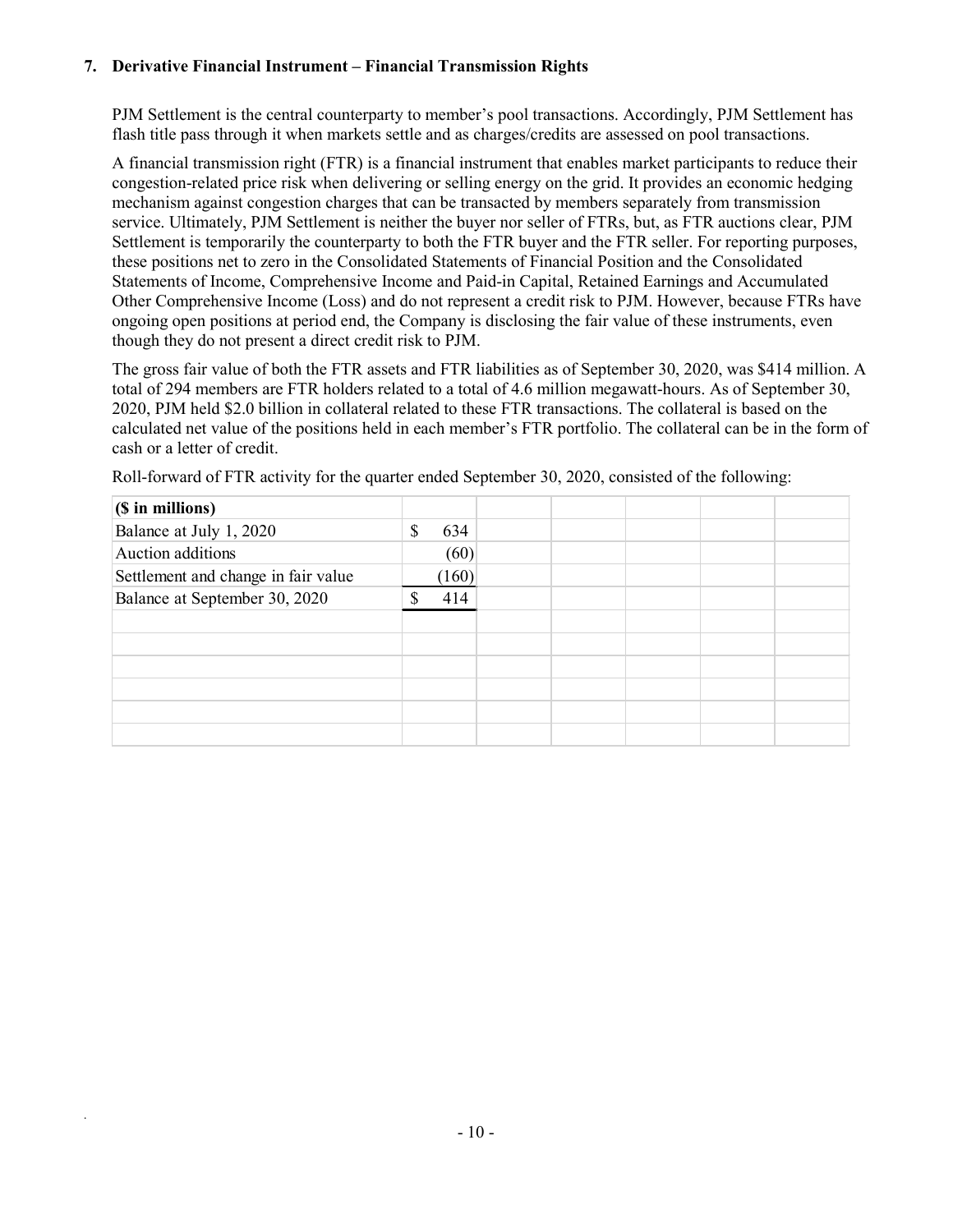## 7. Derivative Financial Instrument – Financial Transmission Rights

PJM Settlement is the central counterparty to member's pool transactions. Accordingly, PJM Settlement has flash title pass through it when markets settle and as charges/credits are assessed on pool transactions.

A financial transmission right (FTR) is a financial instrument that enables market participants to reduce their congestion-related price risk when delivering or selling energy on the grid. It provides an economic hedging mechanism against congestion charges that can be transacted by members separately from transmission service. Ultimately, PJM Settlement is neither the buyer nor seller of FTRs, but, as FTR auctions clear, PJM Settlement is temporarily the counterparty to both the FTR buyer and the FTR seller. For reporting purposes, these positions net to zero in the Consolidated Statements of Financial Position and the Consolidated Statements of Income, Comprehensive Income and Paid-in Capital, Retained Earnings and Accumulated Other Comprehensive Income (Loss) and do not represent a credit risk to PJM. However, because FTRs have ongoing open positions at period end, the Company is disclosing the fair value of these instruments, even though they do not present a direct credit risk to PJM.

The gross fair value of both the FTR assets and FTR liabilities as of September 30, 2020, was $414 million. A total of 294 members are FTR holders related to a total of 4.6 million megawatt-hours. As of September 30, 2020, PJM held $2.0 billion in collateral related to these FTR transactions. The collateral is based on the calculated net value of the positions held in each member's FTR portfolio. The collateral can be in the form of cash or a letter of credit.

Roll-forward of FTR activity for the quarter ended September 30, 2020, consisted of the following:

| ($ in millions) | |
|---|---|
| Balance at July 1, 2020 | $ 634 |
| Auction additions | (60) |
| Settlement and change in fair value | (160) |
| Balance at September 30, 2020 | $ 414 |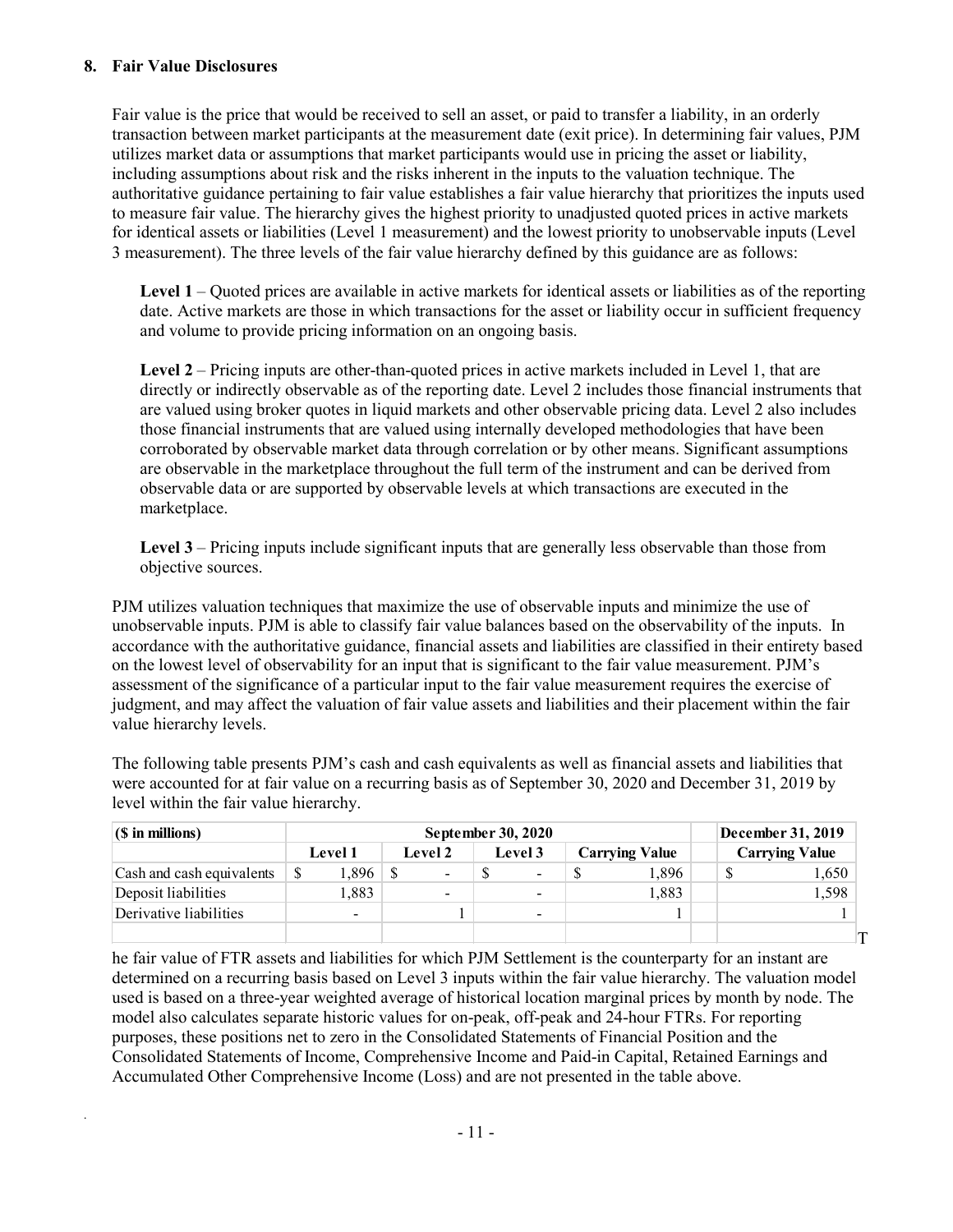## 8. Fair Value Disclosures

Fair value is the price that would be received to sell an asset, or paid to transfer a liability, in an orderly transaction between market participants at the measurement date (exit price). In determining fair values, PJM utilizes market data or assumptions that market participants would use in pricing the asset or liability, including assumptions about risk and the risks inherent in the inputs to the valuation technique. The authoritative guidance pertaining to fair value establishes a fair value hierarchy that prioritizes the inputs used to measure fair value. The hierarchy gives the highest priority to unadjusted quoted prices in active markets for identical assets or liabilities (Level 1 measurement) and the lowest priority to unobservable inputs (Level 3 measurement). The three levels of the fair value hierarchy defined by this guidance are as follows:

**Level 1** – Quoted prices are available in active markets for identical assets or liabilities as of the reporting date. Active markets are those in which transactions for the asset or liability occur in sufficient frequency and volume to provide pricing information on an ongoing basis.

**Level 2** – Pricing inputs are other-than-quoted prices in active markets included in Level 1, that are directly or indirectly observable as of the reporting date. Level 2 includes those financial instruments that are valued using broker quotes in liquid markets and other observable pricing data. Level 2 also includes those financial instruments that are valued using internally developed methodologies that have been corroborated by observable market data through correlation or by other means. Significant assumptions are observable in the marketplace throughout the full term of the instrument and can be derived from observable data or are supported by observable levels at which transactions are executed in the marketplace.

**Level 3** – Pricing inputs include significant inputs that are generally less observable than those from objective sources.

PJM utilizes valuation techniques that maximize the use of observable inputs and minimize the use of unobservable inputs. PJM is able to classify fair value balances based on the observability of the inputs. In accordance with the authoritative guidance, financial assets and liabilities are classified in their entirety based on the lowest level of observability for an input that is significant to the fair value measurement. PJM's assessment of the significance of a particular input to the fair value measurement requires the exercise of judgment, and may affect the valuation of fair value assets and liabilities and their placement within the fair value hierarchy levels.

The following table presents PJM's cash and cash equivalents as well as financial assets and liabilities that were accounted for at fair value on a recurring basis as of September 30, 2020 and December 31, 2019 by level within the fair value hierarchy.

| ($ in millions) | September 30, 2020 | | | | December 31, 2019 |
|---|---|---|---|---|---|
| | Level 1 | Level 2 | Level 3 | Carrying Value | Carrying Value |
| Cash and cash equivalents | $ 1,896 | $ - | $ - | $ 1,896 | $ 1,650 |
| Deposit liabilities | 1,883 | - | - | 1,883 | 1,598 |
| Derivative liabilities | - | 1 | - | 1 | 1 |

The fair value of FTR assets and liabilities for which PJM Settlement is the counterparty for an instant are determined on a recurring basis based on Level 3 inputs within the fair value hierarchy. The valuation model used is based on a three-year weighted average of historical location marginal prices by month by node. The model also calculates separate historic values for on-peak, off-peak and 24-hour FTRs. For reporting purposes, these positions net to zero in the Consolidated Statements of Financial Position and the Consolidated Statements of Income, Comprehensive Income and Paid-in Capital, Retained Earnings and Accumulated Other Comprehensive Income (Loss) and are not presented in the table above.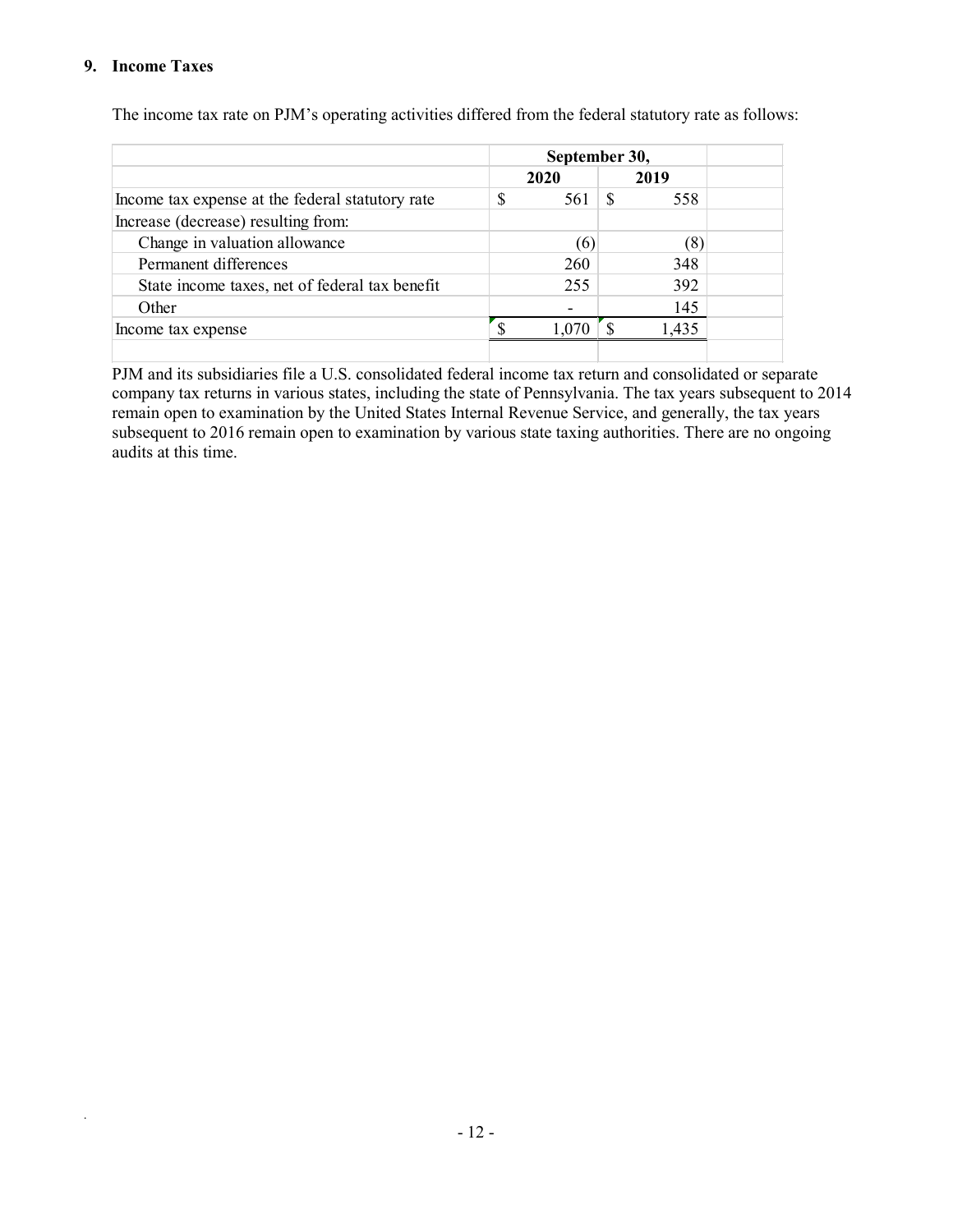## 9. Income Taxes

The income tax rate on PJM's operating activities differed from the federal statutory rate as follows:

| | September 30, | |
|---|---|---|
| | 2020 | 2019 |
| Income tax expense at the federal statutory rate | $ 561 | $ 558 |
| Increase (decrease) resulting from: | | |
| Change in valuation allowance | (6) | (8) |
| Permanent differences | 260 | 348 |
| State income taxes, net of federal tax benefit | 255 | 392 |
| Other | - | 145 |
| Income tax expense | $ 1,070 | $ 1,435 |

PJM and its subsidiaries file a U.S. consolidated federal income tax return and consolidated or separate company tax returns in various states, including the state of Pennsylvania. The tax years subsequent to 2014 remain open to examination by the United States Internal Revenue Service, and generally, the tax years subsequent to 2016 remain open to examination by various state taxing authorities. There are no ongoing audits at this time.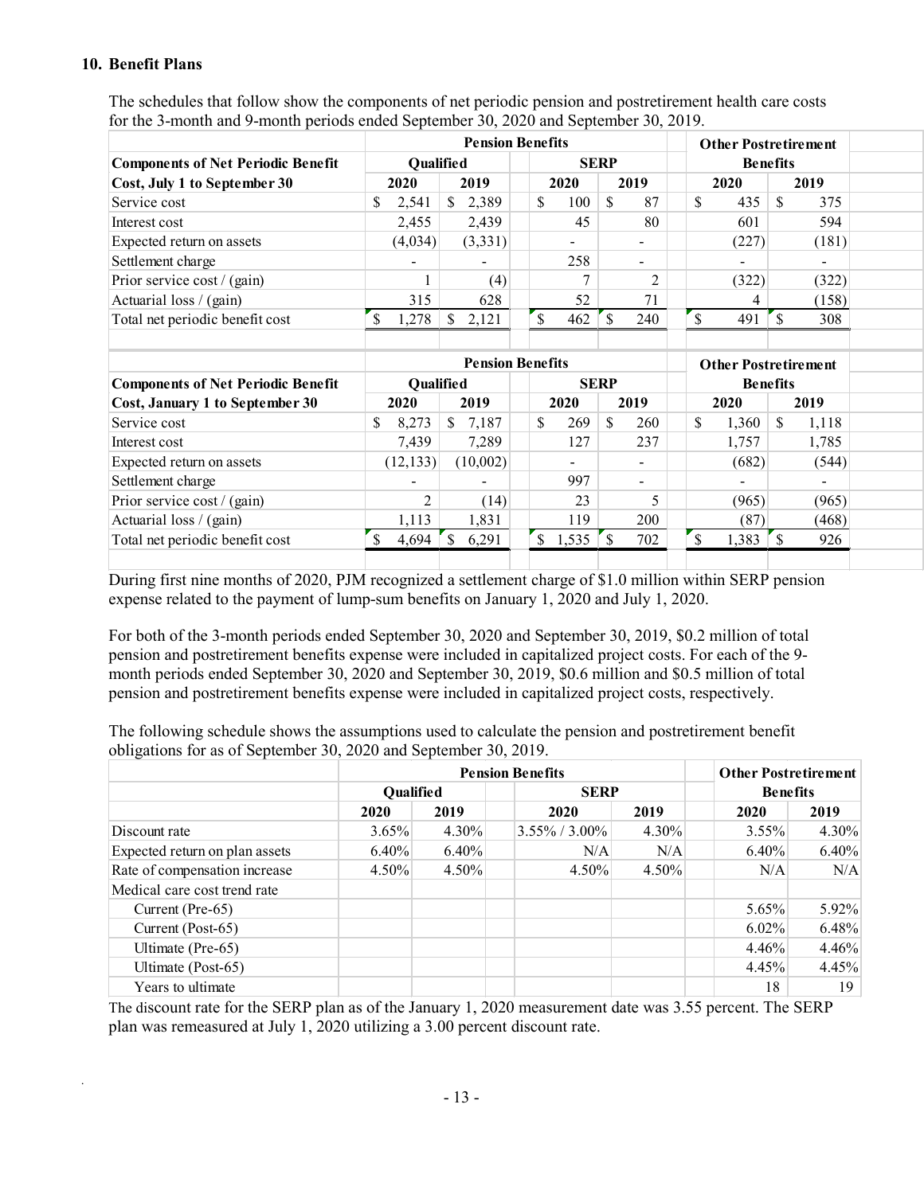## 10. Benefit Plans

The schedules that follow show the components of net periodic pension and postretirement health care costs for the 3-month and 9-month periods ended September 30, 2020 and September 30, 2019.

| | Pension Benefits | | | | Other Postretirement Benefits | |
|---|---|---|---|---|---|---|
| **Components of Net Periodic Benefit Cost, July 1 to September 30** | **Qualified** | | **SERP** | | | |
| | **2020** | **2019** | **2020** | **2019** | **2020** | **2019** |
| Service cost | $ 2,541 | $ 2,389 | $ 100 | $ 87 | $ 435 | $ 375 |
| Interest cost | 2,455 | 2,439 | 45 | 80 | 601 | 594 |
| Expected return on assets | (4,034) | (3,331) | - | - | (227) | (181) |
| Settlement charge | - | - | 258 | - | - | - |
| Prior service cost / (gain) | 1 | (4) | 7 | 2 | (322) | (322) |
| Actuarial loss / (gain) | 315 | 628 | 52 | 71 | 4 | (158) |
| Total net periodic benefit cost | $ 1,278 | $ 2,121 | $ 462 | $ 240 | $ 491 | $ 308 |

| | Pension Benefits | | | | Other Postretirement Benefits | |
|---|---|---|---|---|---|---|
| **Components of Net Periodic Benefit Cost, January 1 to September 30** | **Qualified** | | **SERP** | | | |
| | **2020** | **2019** | **2020** | **2019** | **2020** | **2019** |
| Service cost | $ 8,273 | $ 7,187 | $ 269 | $ 260 | $ 1,360 | $ 1,118 |
| Interest cost | 7,439 | 7,289 | 127 | 237 | 1,757 | 1,785 |
| Expected return on assets | (12,133) | (10,002) | - | - | (682) | (544) |
| Settlement charge | - | - | 997 | - | - | - |
| Prior service cost / (gain) | 2 | (14) | 23 | 5 | (965) | (965) |
| Actuarial loss / (gain) | 1,113 | 1,831 | 119 | 200 | (87) | (468) |
| Total net periodic benefit cost | $ 4,694 | $ 6,291 | $ 1,535 | $ 702 | $ 1,383 | $ 926 |

During first nine months of 2020, PJM recognized a settlement charge of $1.0 million within SERP pension expense related to the payment of lump-sum benefits on January 1, 2020 and July 1, 2020.

For both of the 3-month periods ended September 30, 2020 and September 30, 2019, $0.2 million of total pension and postretirement benefits expense were included in capitalized project costs. For each of the 9-month periods ended September 30, 2020 and September 30, 2019, $0.6 million and $0.5 million of total pension and postretirement benefits expense were included in capitalized project costs, respectively.

The following schedule shows the assumptions used to calculate the pension and postretirement benefit obligations for as of September 30, 2020 and September 30, 2019.

| | Pension Benefits | | | | Other Postretirement Benefits | |
|---|---|---|---|---|---|---|
| | **Qualified** | | **SERP** | | | |
| | **2020** | **2019** | **2020** | **2019** | **2020** | **2019** |
| Discount rate | 3.65% | 4.30% | 3.55% / 3.00% | 4.30% | 3.55% | 4.30% |
| Expected return on plan assets | 6.40% | 6.40% | N/A | N/A | 6.40% | 6.40% |
| Rate of compensation increase | 4.50% | 4.50% | 4.50% | 4.50% | N/A | N/A |
| Medical care cost trend rate | | | | | | |
| Current (Pre-65) | | | | | 5.65% | 5.92% |
| Current (Post-65) | | | | | 6.02% | 6.48% |
| Ultimate (Pre-65) | | | | | 4.46% | 4.46% |
| Ultimate (Post-65) | | | | | 4.45% | 4.45% |
| Years to ultimate | | | | | 18 | 19 |

The discount rate for the SERP plan as of the January 1, 2020 measurement date was 3.55 percent. The SERP plan was remeasured at July 1, 2020 utilizing a 3.00 percent discount rate.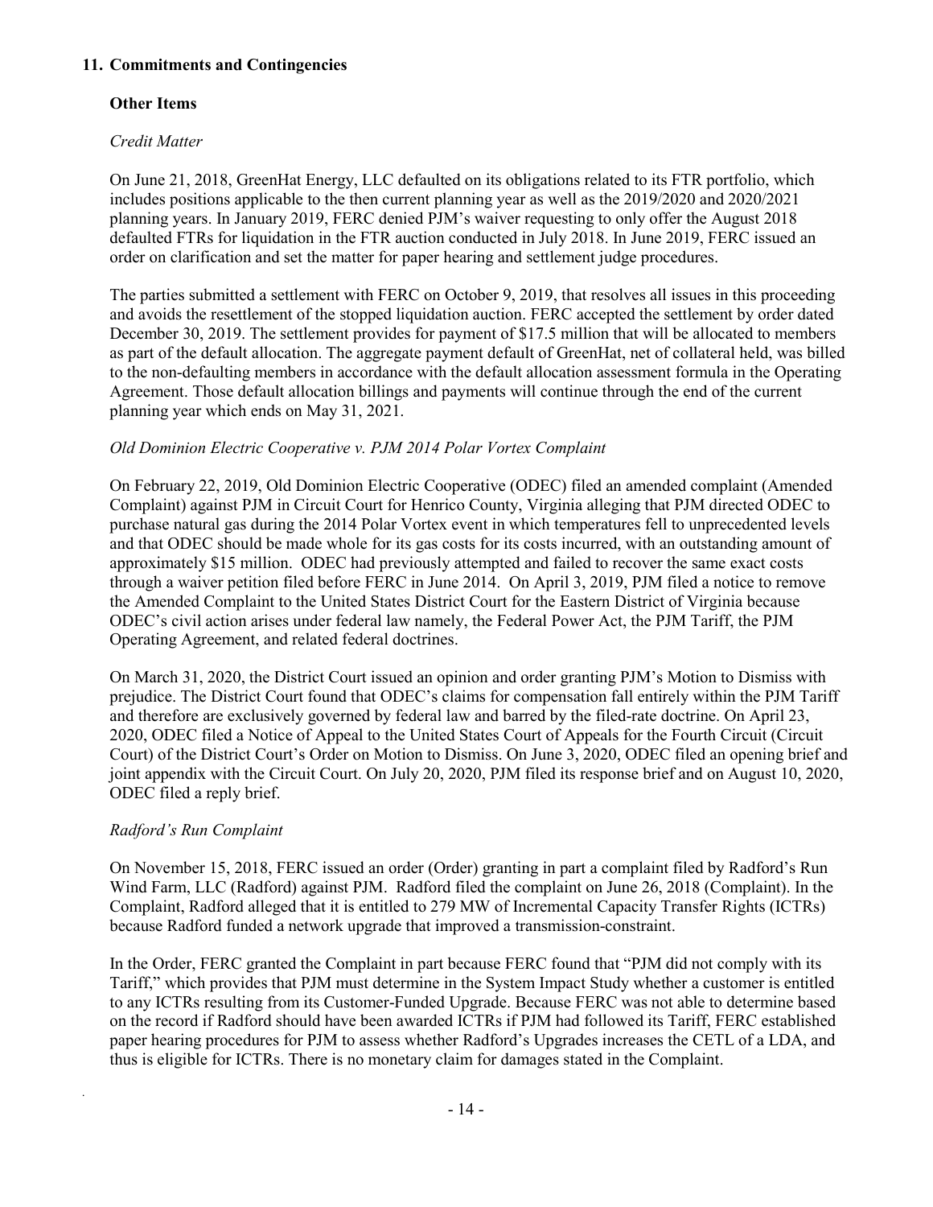## 11. Commitments and Contingencies

### Other Items

*Credit Matter*

On June 21, 2018, GreenHat Energy, LLC defaulted on its obligations related to its FTR portfolio, which includes positions applicable to the then current planning year as well as the 2019/2020 and 2020/2021 planning years. In January 2019, FERC denied PJM's waiver requesting to only offer the August 2018 defaulted FTRs for liquidation in the FTR auction conducted in July 2018. In June 2019, FERC issued an order on clarification and set the matter for paper hearing and settlement judge procedures.

The parties submitted a settlement with FERC on October 9, 2019, that resolves all issues in this proceeding and avoids the resettlement of the stopped liquidation auction. FERC accepted the settlement by order dated December 30, 2019. The settlement provides for payment of $17.5 million that will be allocated to members as part of the default allocation. The aggregate payment default of GreenHat, net of collateral held, was billed to the non-defaulting members in accordance with the default allocation assessment formula in the Operating Agreement. Those default allocation billings and payments will continue through the end of the current planning year which ends on May 31, 2021.

*Old Dominion Electric Cooperative v. PJM 2014 Polar Vortex Complaint*

On February 22, 2019, Old Dominion Electric Cooperative (ODEC) filed an amended complaint (Amended Complaint) against PJM in Circuit Court for Henrico County, Virginia alleging that PJM directed ODEC to purchase natural gas during the 2014 Polar Vortex event in which temperatures fell to unprecedented levels and that ODEC should be made whole for its gas costs for its costs incurred, with an outstanding amount of approximately $15 million. ODEC had previously attempted and failed to recover the same exact costs through a waiver petition filed before FERC in June 2014. On April 3, 2019, PJM filed a notice to remove the Amended Complaint to the United States District Court for the Eastern District of Virginia because ODEC's civil action arises under federal law namely, the Federal Power Act, the PJM Tariff, the PJM Operating Agreement, and related federal doctrines.

On March 31, 2020, the District Court issued an opinion and order granting PJM's Motion to Dismiss with prejudice. The District Court found that ODEC's claims for compensation fall entirely within the PJM Tariff and therefore are exclusively governed by federal law and barred by the filed-rate doctrine. On April 23, 2020, ODEC filed a Notice of Appeal to the United States Court of Appeals for the Fourth Circuit (Circuit Court) of the District Court's Order on Motion to Dismiss. On June 3, 2020, ODEC filed an opening brief and joint appendix with the Circuit Court. On July 20, 2020, PJM filed its response brief and on August 10, 2020, ODEC filed a reply brief.

*Radford's Run Complaint*

On November 15, 2018, FERC issued an order (Order) granting in part a complaint filed by Radford's Run Wind Farm, LLC (Radford) against PJM. Radford filed the complaint on June 26, 2018 (Complaint). In the Complaint, Radford alleged that it is entitled to 279 MW of Incremental Capacity Transfer Rights (ICTRs) because Radford funded a network upgrade that improved a transmission-constraint.

In the Order, FERC granted the Complaint in part because FERC found that "PJM did not comply with its Tariff," which provides that PJM must determine in the System Impact Study whether a customer is entitled to any ICTRs resulting from its Customer-Funded Upgrade. Because FERC was not able to determine based on the record if Radford should have been awarded ICTRs if PJM had followed its Tariff, FERC established paper hearing procedures for PJM to assess whether Radford's Upgrades increases the CETL of a LDA, and thus is eligible for ICTRs. There is no monetary claim for damages stated in the Complaint.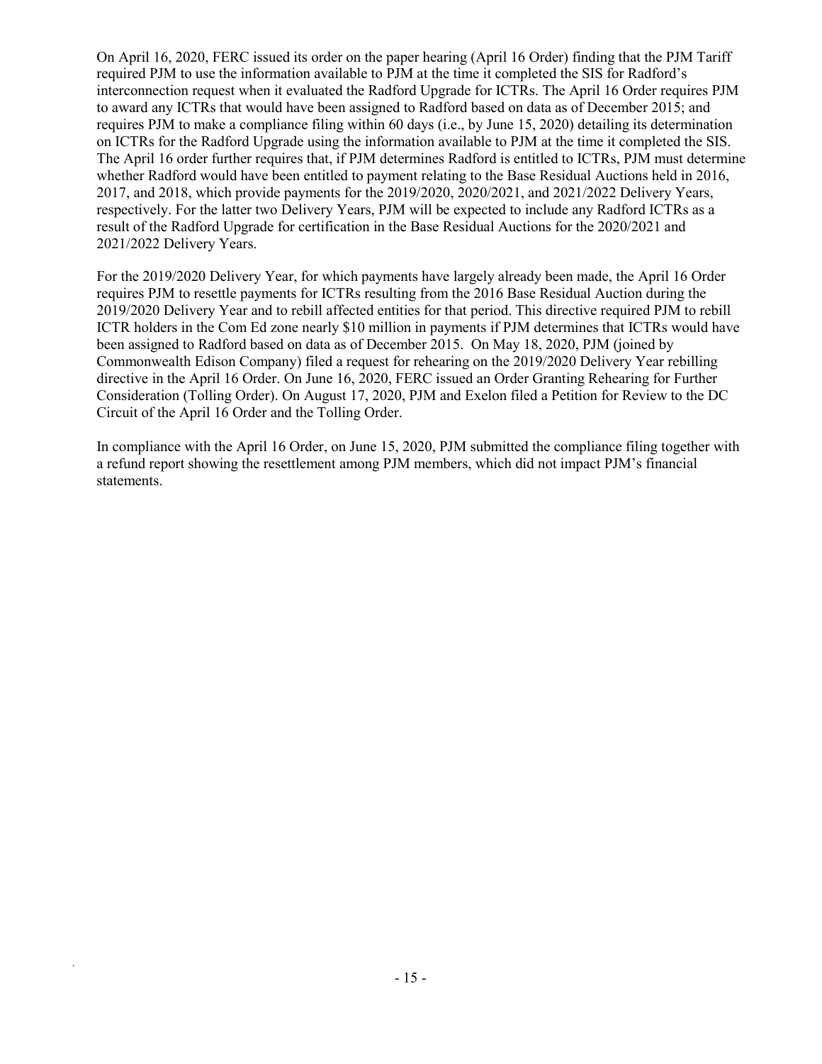On April 16, 2020, FERC issued its order on the paper hearing (April 16 Order) finding that the PJM Tariff required PJM to use the information available to PJM at the time it completed the SIS for Radford's interconnection request when it evaluated the Radford Upgrade for ICTRs. The April 16 Order requires PJM to award any ICTRs that would have been assigned to Radford based on data as of December 2015; and requires PJM to make a compliance filing within 60 days (i.e., by June 15, 2020) detailing its determination on ICTRs for the Radford Upgrade using the information available to PJM at the time it completed the SIS. The April 16 order further requires that, if PJM determines Radford is entitled to ICTRs, PJM must determine whether Radford would have been entitled to payment relating to the Base Residual Auctions held in 2016, 2017, and 2018, which provide payments for the 2019/2020, 2020/2021, and 2021/2022 Delivery Years, respectively. For the latter two Delivery Years, PJM will be expected to include any Radford ICTRs as a result of the Radford Upgrade for certification in the Base Residual Auctions for the 2020/2021 and 2021/2022 Delivery Years.

For the 2019/2020 Delivery Year, for which payments have largely already been made, the April 16 Order requires PJM to resettle payments for ICTRs resulting from the 2016 Base Residual Auction during the 2019/2020 Delivery Year and to rebill affected entities for that period. This directive required PJM to rebill ICTR holders in the Com Ed zone nearly $10 million in payments if PJM determines that ICTRs would have been assigned to Radford based on data as of December 2015. On May 18, 2020, PJM (joined by Commonwealth Edison Company) filed a request for rehearing on the 2019/2020 Delivery Year rebilling directive in the April 16 Order. On June 16, 2020, FERC issued an Order Granting Rehearing for Further Consideration (Tolling Order). On August 17, 2020, PJM and Exelon filed a Petition for Review to the DC Circuit of the April 16 Order and the Tolling Order.

In compliance with the April 16 Order, on June 15, 2020, PJM submitted the compliance filing together with a refund report showing the resettlement among PJM members, which did not impact PJM's financial statements.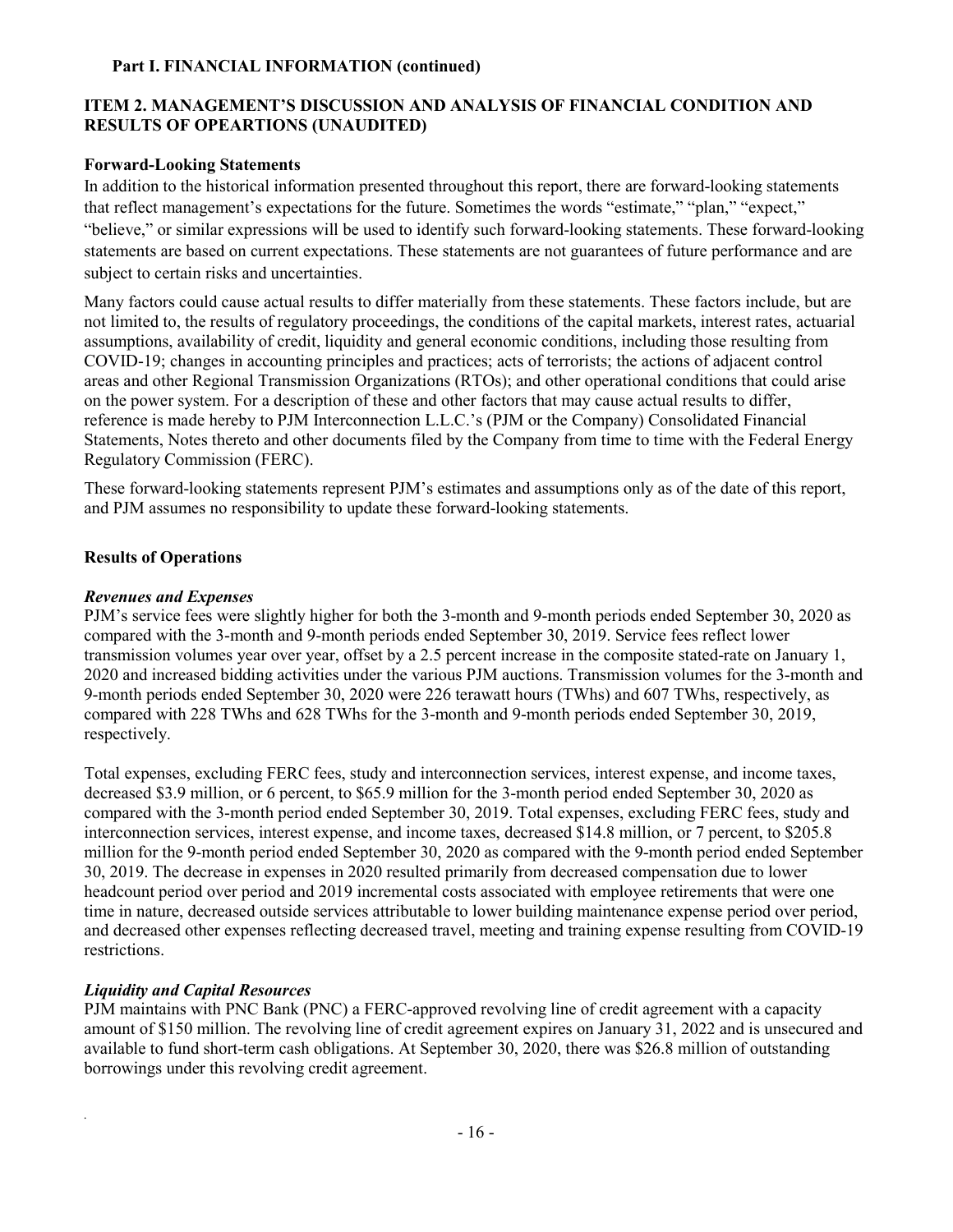**Part I. FINANCIAL INFORMATION (continued)**

## ITEM 2. MANAGEMENT'S DISCUSSION AND ANALYSIS OF FINANCIAL CONDITION AND RESULTS OF OPEARTIONS (UNAUDITED)

### Forward-Looking Statements

In addition to the historical information presented throughout this report, there are forward-looking statements that reflect management's expectations for the future. Sometimes the words "estimate," "plan," "expect," "believe," or similar expressions will be used to identify such forward-looking statements. These forward-looking statements are based on current expectations. These statements are not guarantees of future performance and are subject to certain risks and uncertainties.

Many factors could cause actual results to differ materially from these statements. These factors include, but are not limited to, the results of regulatory proceedings, the conditions of the capital markets, interest rates, actuarial assumptions, availability of credit, liquidity and general economic conditions, including those resulting from COVID-19; changes in accounting principles and practices; acts of terrorists; the actions of adjacent control areas and other Regional Transmission Organizations (RTOs); and other operational conditions that could arise on the power system. For a description of these and other factors that may cause actual results to differ, reference is made hereby to PJM Interconnection L.L.C.'s (PJM or the Company) Consolidated Financial Statements, Notes thereto and other documents filed by the Company from time to time with the Federal Energy Regulatory Commission (FERC).

These forward-looking statements represent PJM's estimates and assumptions only as of the date of this report, and PJM assumes no responsibility to update these forward-looking statements.

### Results of Operations

#### *Revenues and Expenses*

PJM's service fees were slightly higher for both the 3-month and 9-month periods ended September 30, 2020 as compared with the 3-month and 9-month periods ended September 30, 2019. Service fees reflect lower transmission volumes year over year, offset by a 2.5 percent increase in the composite stated-rate on January 1, 2020 and increased bidding activities under the various PJM auctions. Transmission volumes for the 3-month and 9-month periods ended September 30, 2020 were 226 terawatt hours (TWhs) and 607 TWhs, respectively, as compared with 228 TWhs and 628 TWhs for the 3-month and 9-month periods ended September 30, 2019, respectively.

Total expenses, excluding FERC fees, study and interconnection services, interest expense, and income taxes, decreased $3.9 million, or 6 percent, to $65.9 million for the 3-month period ended September 30, 2020 as compared with the 3-month period ended September 30, 2019. Total expenses, excluding FERC fees, study and interconnection services, interest expense, and income taxes, decreased $14.8 million, or 7 percent, to $205.8 million for the 9-month period ended September 30, 2020 as compared with the 9-month period ended September 30, 2019. The decrease in expenses in 2020 resulted primarily from decreased compensation due to lower headcount period over period and 2019 incremental costs associated with employee retirements that were one time in nature, decreased outside services attributable to lower building maintenance expense period over period, and decreased other expenses reflecting decreased travel, meeting and training expense resulting from COVID-19 restrictions.

#### *Liquidity and Capital Resources*

PJM maintains with PNC Bank (PNC) a FERC-approved revolving line of credit agreement with a capacity amount of $150 million. The revolving line of credit agreement expires on January 31, 2022 and is unsecured and available to fund short-term cash obligations. At September 30, 2020, there was $26.8 million of outstanding borrowings under this revolving credit agreement.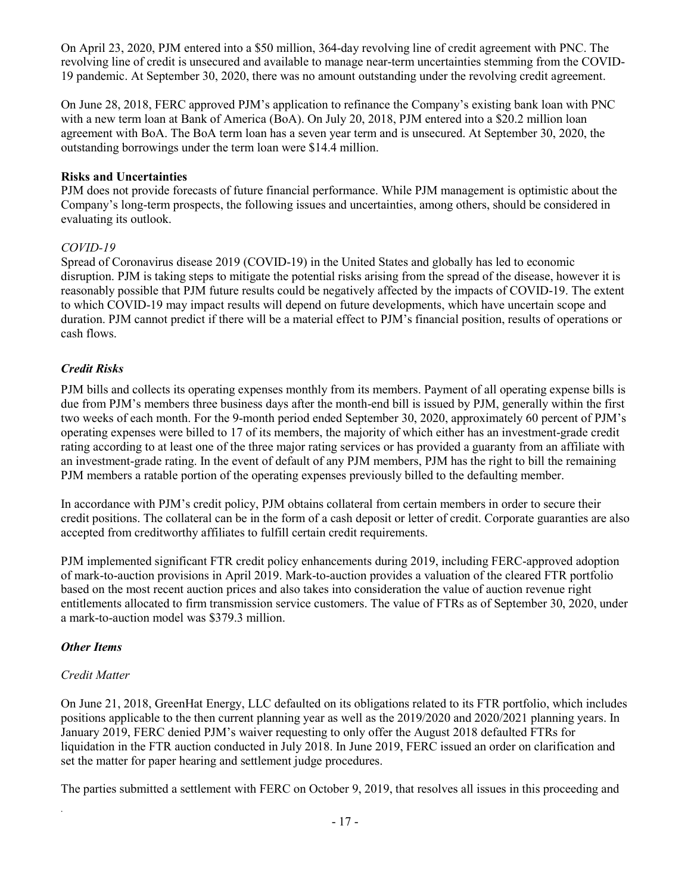On April 23, 2020, PJM entered into a $50 million, 364-day revolving line of credit agreement with PNC. The revolving line of credit is unsecured and available to manage near-term uncertainties stemming from the COVID-19 pandemic. At September 30, 2020, there was no amount outstanding under the revolving credit agreement.

On June 28, 2018, FERC approved PJM's application to refinance the Company's existing bank loan with PNC with a new term loan at Bank of America (BoA). On July 20, 2018, PJM entered into a $20.2 million loan agreement with BoA. The BoA term loan has a seven year term and is unsecured. At September 30, 2020, the outstanding borrowings under the term loan were $14.4 million.

**Risks and Uncertainties**

PJM does not provide forecasts of future financial performance. While PJM management is optimistic about the Company's long-term prospects, the following issues and uncertainties, among others, should be considered in evaluating its outlook.

*COVID-19*

Spread of Coronavirus disease 2019 (COVID-19) in the United States and globally has led to economic disruption. PJM is taking steps to mitigate the potential risks arising from the spread of the disease, however it is reasonably possible that PJM future results could be negatively affected by the impacts of COVID-19. The extent to which COVID-19 may impact results will depend on future developments, which have uncertain scope and duration. PJM cannot predict if there will be a material effect to PJM's financial position, results of operations or cash flows.

***Credit Risks***

PJM bills and collects its operating expenses monthly from its members. Payment of all operating expense bills is due from PJM's members three business days after the month-end bill is issued by PJM, generally within the first two weeks of each month. For the 9-month period ended September 30, 2020, approximately 60 percent of PJM's operating expenses were billed to 17 of its members, the majority of which either has an investment-grade credit rating according to at least one of the three major rating services or has provided a guaranty from an affiliate with an investment-grade rating. In the event of default of any PJM members, PJM has the right to bill the remaining PJM members a ratable portion of the operating expenses previously billed to the defaulting member.

In accordance with PJM's credit policy, PJM obtains collateral from certain members in order to secure their credit positions. The collateral can be in the form of a cash deposit or letter of credit. Corporate guaranties are also accepted from creditworthy affiliates to fulfill certain credit requirements.

PJM implemented significant FTR credit policy enhancements during 2019, including FERC-approved adoption of mark-to-auction provisions in April 2019. Mark-to-auction provides a valuation of the cleared FTR portfolio based on the most recent auction prices and also takes into consideration the value of auction revenue right entitlements allocated to firm transmission service customers. The value of FTRs as of September 30, 2020, under a mark-to-auction model was $379.3 million.

***Other Items***

*Credit Matter*

On June 21, 2018, GreenHat Energy, LLC defaulted on its obligations related to its FTR portfolio, which includes positions applicable to the then current planning year as well as the 2019/2020 and 2020/2021 planning years. In January 2019, FERC denied PJM's waiver requesting to only offer the August 2018 defaulted FTRs for liquidation in the FTR auction conducted in July 2018. In June 2019, FERC issued an order on clarification and set the matter for paper hearing and settlement judge procedures.

The parties submitted a settlement with FERC on October 9, 2019, that resolves all issues in this proceeding and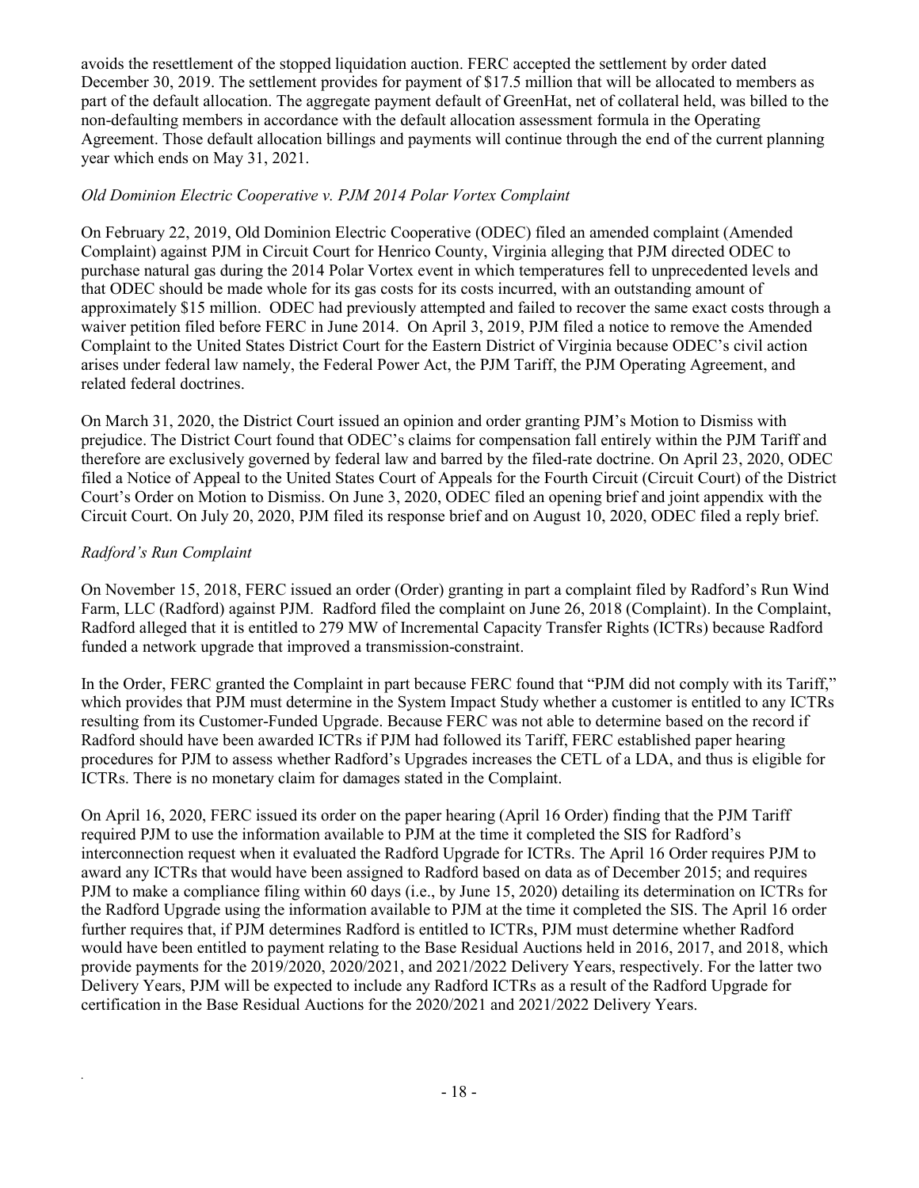avoids the resettlement of the stopped liquidation auction. FERC accepted the settlement by order dated December 30, 2019. The settlement provides for payment of $17.5 million that will be allocated to members as part of the default allocation. The aggregate payment default of GreenHat, net of collateral held, was billed to the non-defaulting members in accordance with the default allocation assessment formula in the Operating Agreement. Those default allocation billings and payments will continue through the end of the current planning year which ends on May 31, 2021.

*Old Dominion Electric Cooperative v. PJM 2014 Polar Vortex Complaint*

On February 22, 2019, Old Dominion Electric Cooperative (ODEC) filed an amended complaint (Amended Complaint) against PJM in Circuit Court for Henrico County, Virginia alleging that PJM directed ODEC to purchase natural gas during the 2014 Polar Vortex event in which temperatures fell to unprecedented levels and that ODEC should be made whole for its gas costs for its costs incurred, with an outstanding amount of approximately $15 million. ODEC had previously attempted and failed to recover the same exact costs through a waiver petition filed before FERC in June 2014. On April 3, 2019, PJM filed a notice to remove the Amended Complaint to the United States District Court for the Eastern District of Virginia because ODEC's civil action arises under federal law namely, the Federal Power Act, the PJM Tariff, the PJM Operating Agreement, and related federal doctrines.

On March 31, 2020, the District Court issued an opinion and order granting PJM's Motion to Dismiss with prejudice. The District Court found that ODEC's claims for compensation fall entirely within the PJM Tariff and therefore are exclusively governed by federal law and barred by the filed-rate doctrine. On April 23, 2020, ODEC filed a Notice of Appeal to the United States Court of Appeals for the Fourth Circuit (Circuit Court) of the District Court's Order on Motion to Dismiss. On June 3, 2020, ODEC filed an opening brief and joint appendix with the Circuit Court. On July 20, 2020, PJM filed its response brief and on August 10, 2020, ODEC filed a reply brief.

*Radford's Run Complaint*

On November 15, 2018, FERC issued an order (Order) granting in part a complaint filed by Radford's Run Wind Farm, LLC (Radford) against PJM. Radford filed the complaint on June 26, 2018 (Complaint). In the Complaint, Radford alleged that it is entitled to 279 MW of Incremental Capacity Transfer Rights (ICTRs) because Radford funded a network upgrade that improved a transmission-constraint.

In the Order, FERC granted the Complaint in part because FERC found that "PJM did not comply with its Tariff," which provides that PJM must determine in the System Impact Study whether a customer is entitled to any ICTRs resulting from its Customer-Funded Upgrade. Because FERC was not able to determine based on the record if Radford should have been awarded ICTRs if PJM had followed its Tariff, FERC established paper hearing procedures for PJM to assess whether Radford's Upgrades increases the CETL of a LDA, and thus is eligible for ICTRs. There is no monetary claim for damages stated in the Complaint.

On April 16, 2020, FERC issued its order on the paper hearing (April 16 Order) finding that the PJM Tariff required PJM to use the information available to PJM at the time it completed the SIS for Radford's interconnection request when it evaluated the Radford Upgrade for ICTRs. The April 16 Order requires PJM to award any ICTRs that would have been assigned to Radford based on data as of December 2015; and requires PJM to make a compliance filing within 60 days (i.e., by June 15, 2020) detailing its determination on ICTRs for the Radford Upgrade using the information available to PJM at the time it completed the SIS. The April 16 order further requires that, if PJM determines Radford is entitled to ICTRs, PJM must determine whether Radford would have been entitled to payment relating to the Base Residual Auctions held in 2016, 2017, and 2018, which provide payments for the 2019/2020, 2020/2021, and 2021/2022 Delivery Years, respectively. For the latter two Delivery Years, PJM will be expected to include any Radford ICTRs as a result of the Radford Upgrade for certification in the Base Residual Auctions for the 2020/2021 and 2021/2022 Delivery Years.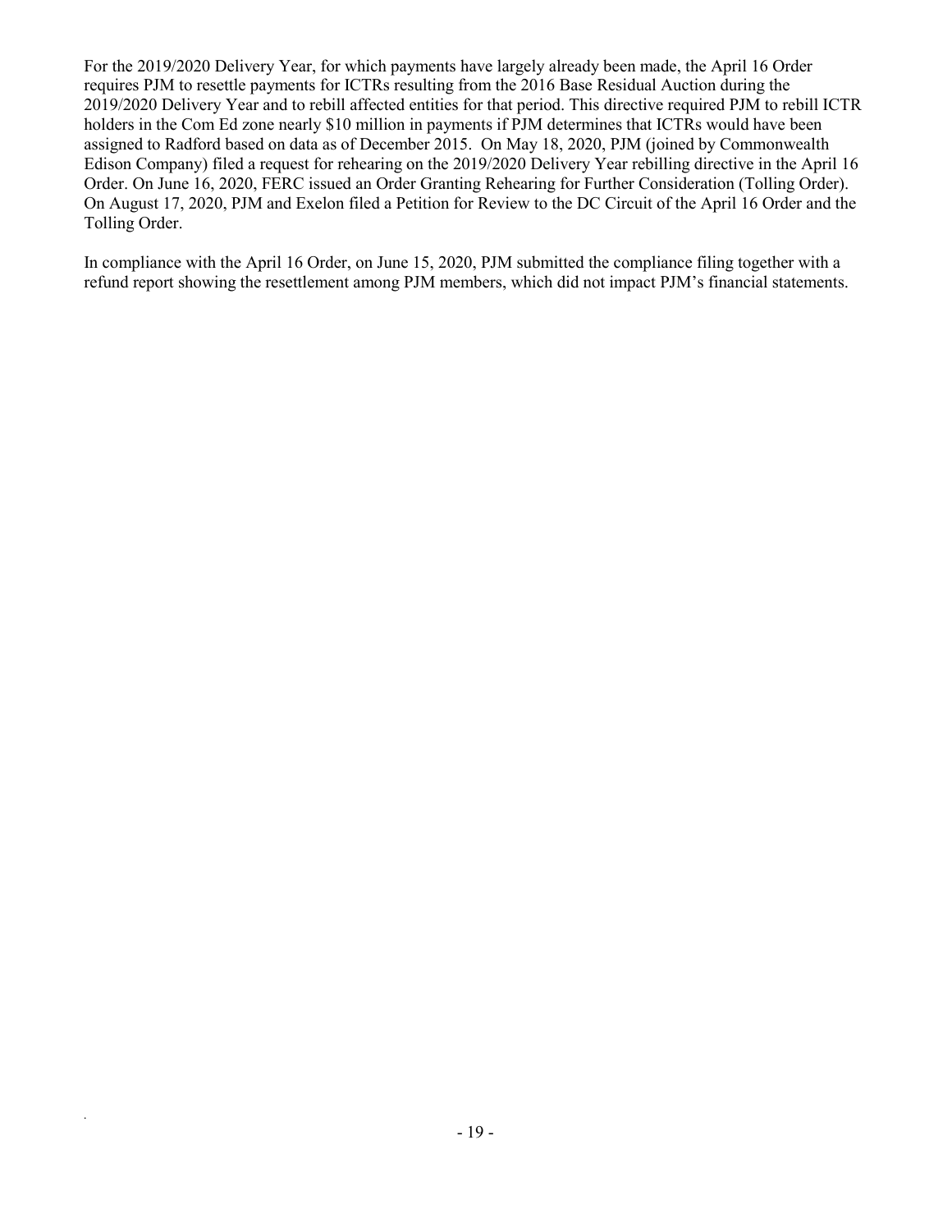For the 2019/2020 Delivery Year, for which payments have largely already been made, the April 16 Order requires PJM to resettle payments for ICTRs resulting from the 2016 Base Residual Auction during the 2019/2020 Delivery Year and to rebill affected entities for that period. This directive required PJM to rebill ICTR holders in the Com Ed zone nearly $10 million in payments if PJM determines that ICTRs would have been assigned to Radford based on data as of December 2015. On May 18, 2020, PJM (joined by Commonwealth Edison Company) filed a request for rehearing on the 2019/2020 Delivery Year rebilling directive in the April 16 Order. On June 16, 2020, FERC issued an Order Granting Rehearing for Further Consideration (Tolling Order). On August 17, 2020, PJM and Exelon filed a Petition for Review to the DC Circuit of the April 16 Order and the Tolling Order.

In compliance with the April 16 Order, on June 15, 2020, PJM submitted the compliance filing together with a refund report showing the resettlement among PJM members, which did not impact PJM's financial statements.